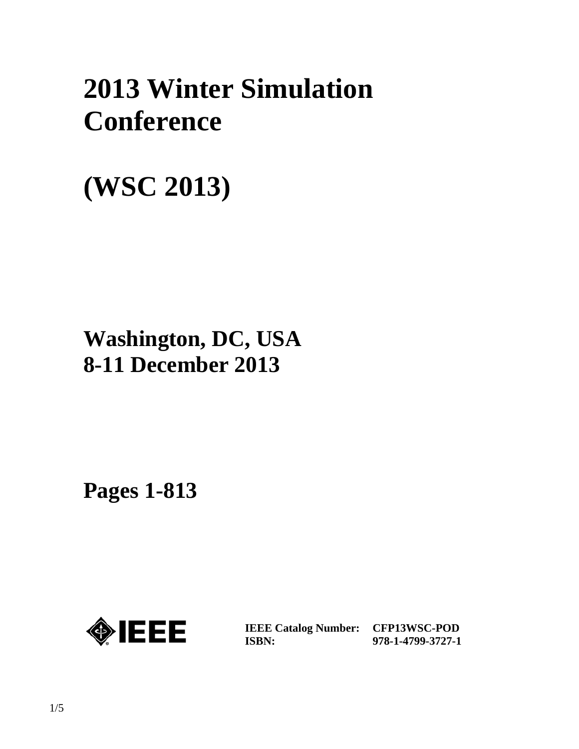# 2013 Winter Simulation Conference

# (WSC 2013)

## Washington, DC, USA
## 8-11 December 2013

## Pages 1-813

**IEEE Catalog Number:** **CFP13WSC-POD**
**ISBN:** **978-1-4799-3727-1**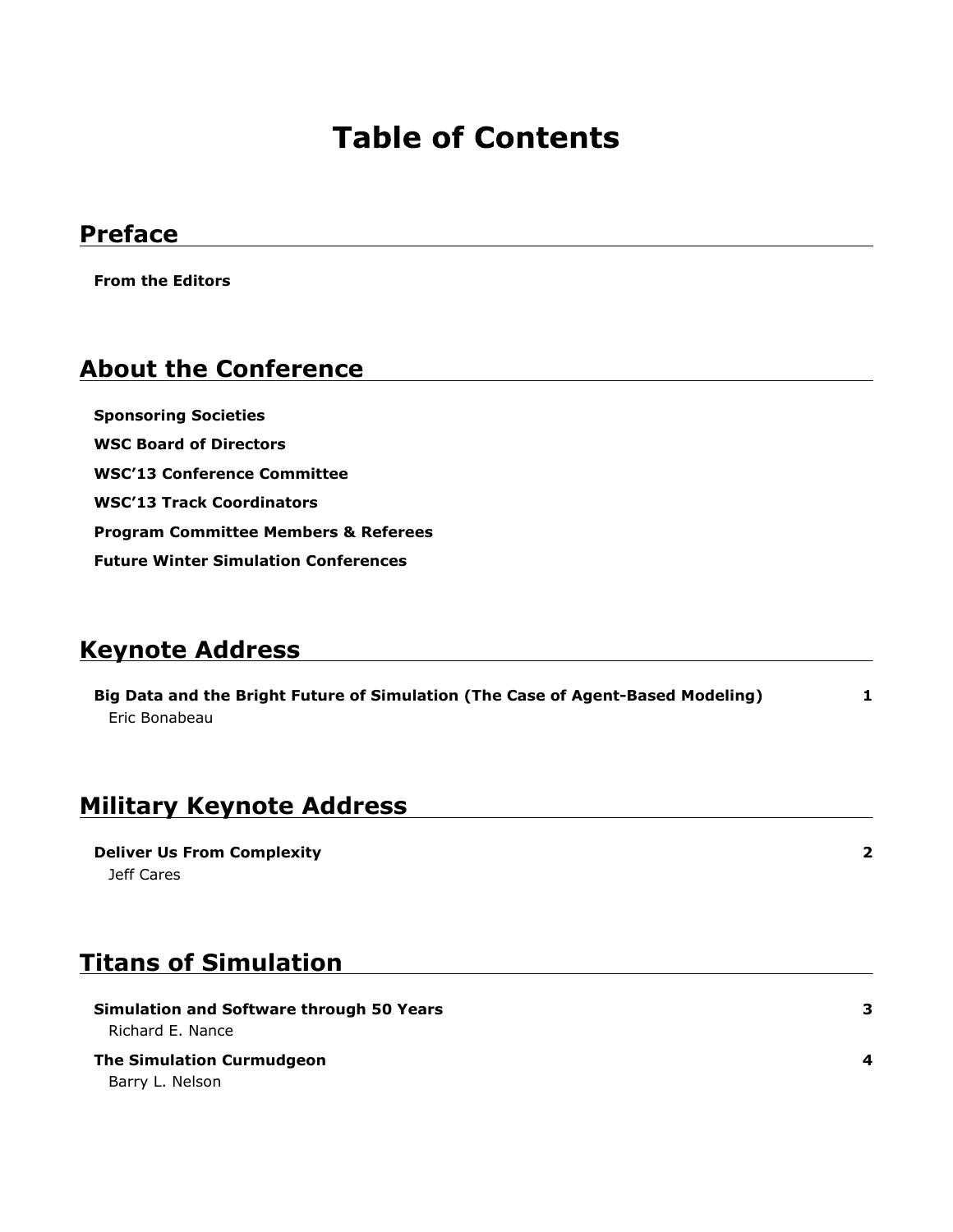# Table of Contents

## Preface

**From the Editors**

## About the Conference

**Sponsoring Societies**

**WSC Board of Directors**

**WSC'13 Conference Committee**

**WSC'13 Track Coordinators**

**Program Committee Members & Referees**

**Future Winter Simulation Conferences**

## Keynote Address

**Big Data and the Bright Future of Simulation (The Case of Agent-Based Modeling)** 1
Eric Bonabeau

## Military Keynote Address

**Deliver Us From Complexity** 2
Jeff Cares

## Titans of Simulation

**Simulation and Software through 50 Years** 3
Richard E. Nance

**The Simulation Curmudgeon** 4
Barry L. Nelson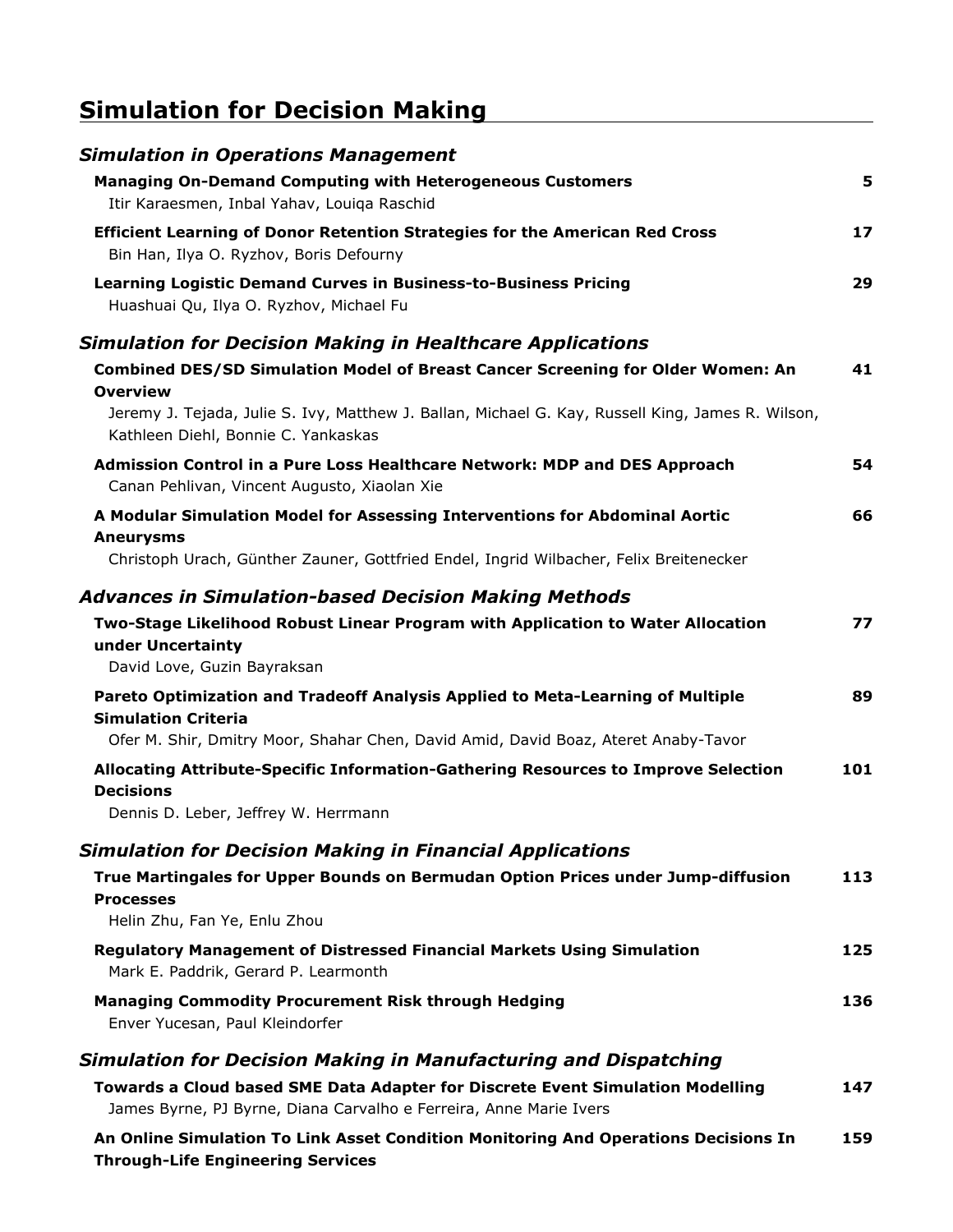# Simulation for Decision Making

## *Simulation in Operations Management*

**Managing On-Demand Computing with Heterogeneous Customers** **5**
Itir Karaesmen, Inbal Yahav, Louiqa Raschid

**Efficient Learning of Donor Retention Strategies for the American Red Cross** **17**
Bin Han, Ilya O. Ryzhov, Boris Defourny

**Learning Logistic Demand Curves in Business-to-Business Pricing** **29**
Huashuai Qu, Ilya O. Ryzhov, Michael Fu

## *Simulation for Decision Making in Healthcare Applications*

**Combined DES/SD Simulation Model of Breast Cancer Screening for Older Women: An Overview** **41**
Jeremy J. Tejada, Julie S. Ivy, Matthew J. Ballan, Michael G. Kay, Russell King, James R. Wilson, Kathleen Diehl, Bonnie C. Yankaskas

**Admission Control in a Pure Loss Healthcare Network: MDP and DES Approach** **54**
Canan Pehlivan, Vincent Augusto, Xiaolan Xie

**A Modular Simulation Model for Assessing Interventions for Abdominal Aortic Aneurysms** **66**
Christoph Urach, Günther Zauner, Gottfried Endel, Ingrid Wilbacher, Felix Breitenecker

## *Advances in Simulation-based Decision Making Methods*

**Two-Stage Likelihood Robust Linear Program with Application to Water Allocation under Uncertainty** **77**
David Love, Guzin Bayraksan

**Pareto Optimization and Tradeoff Analysis Applied to Meta-Learning of Multiple Simulation Criteria** **89**
Ofer M. Shir, Dmitry Moor, Shahar Chen, David Amid, David Boaz, Ateret Anaby-Tavor

**Allocating Attribute-Specific Information-Gathering Resources to Improve Selection Decisions** **101**
Dennis D. Leber, Jeffrey W. Herrmann

## *Simulation for Decision Making in Financial Applications*

**True Martingales for Upper Bounds on Bermudan Option Prices under Jump-diffusion Processes** **113**
Helin Zhu, Fan Ye, Enlu Zhou

**Regulatory Management of Distressed Financial Markets Using Simulation** **125**
Mark E. Paddrik, Gerard P. Learmonth

**Managing Commodity Procurement Risk through Hedging** **136**
Enver Yucesan, Paul Kleindorfer

## *Simulation for Decision Making in Manufacturing and Dispatching*

**Towards a Cloud based SME Data Adapter for Discrete Event Simulation Modelling** **147**
James Byrne, PJ Byrne, Diana Carvalho e Ferreira, Anne Marie Ivers

**An Online Simulation To Link Asset Condition Monitoring And Operations Decisions In Through-Life Engineering Services** **159**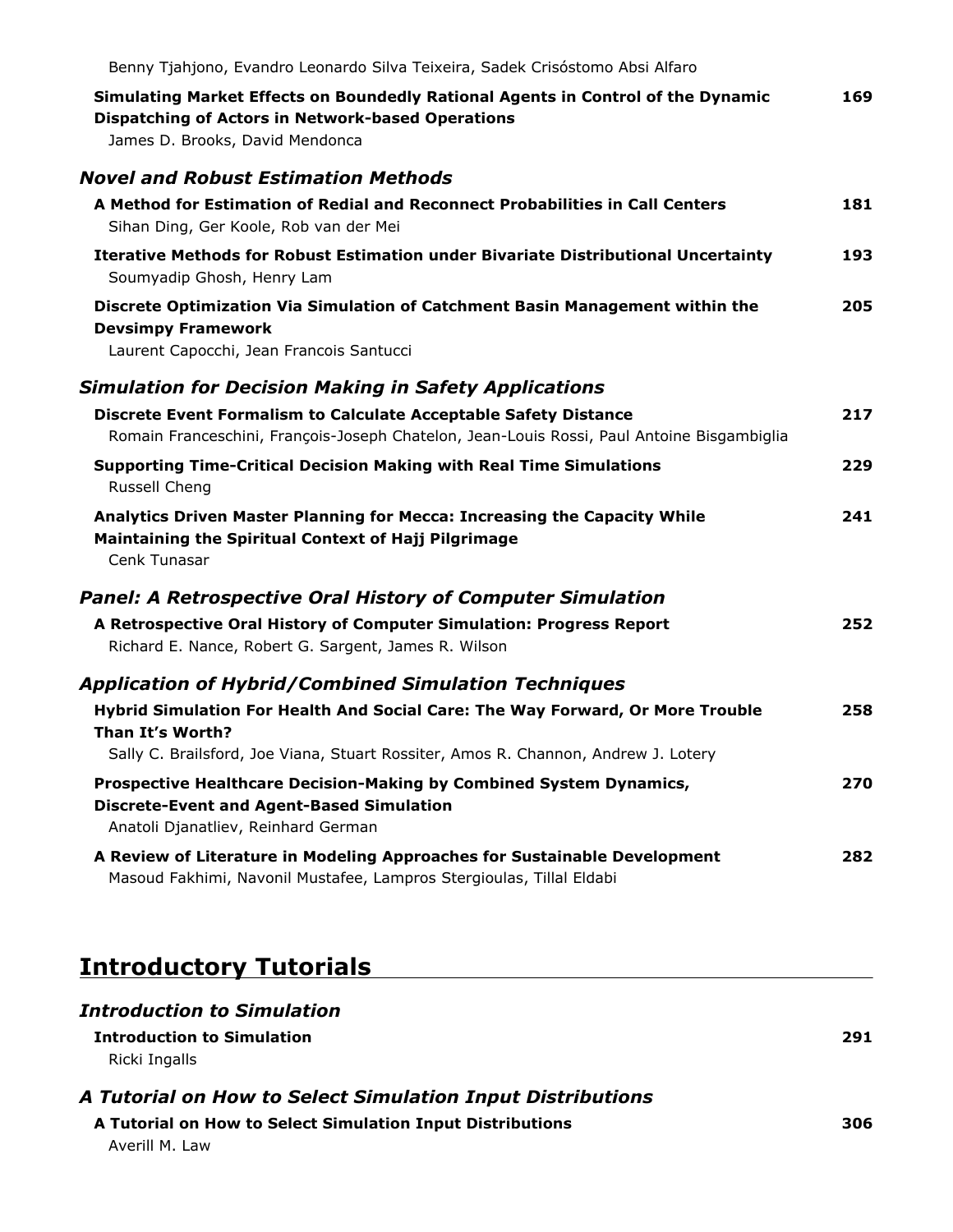Benny Tjahjono, Evandro Leonardo Silva Teixeira, Sadek Crisóstomo Absi Alfaro

**Simulating Market Effects on Boundedly Rational Agents in Control of the Dynamic Dispatching of Actors in Network-based Operations** **169**
James D. Brooks, David Mendonca

### *Novel and Robust Estimation Methods*

**A Method for Estimation of Redial and Reconnect Probabilities in Call Centers** **181**
Sihan Ding, Ger Koole, Rob van der Mei

**Iterative Methods for Robust Estimation under Bivariate Distributional Uncertainty** **193**
Soumyadip Ghosh, Henry Lam

**Discrete Optimization Via Simulation of Catchment Basin Management within the Devsimpy Framework** **205**
Laurent Capocchi, Jean Francois Santucci

### *Simulation for Decision Making in Safety Applications*

**Discrete Event Formalism to Calculate Acceptable Safety Distance** **217**
Romain Franceschini, François-Joseph Chatelon, Jean-Louis Rossi, Paul Antoine Bisgambiglia

**Supporting Time-Critical Decision Making with Real Time Simulations** **229**
Russell Cheng

**Analytics Driven Master Planning for Mecca: Increasing the Capacity While Maintaining the Spiritual Context of Hajj Pilgrimage** **241**
Cenk Tunasar

### *Panel: A Retrospective Oral History of Computer Simulation*

**A Retrospective Oral History of Computer Simulation: Progress Report** **252**
Richard E. Nance, Robert G. Sargent, James R. Wilson

### *Application of Hybrid/Combined Simulation Techniques*

**Hybrid Simulation For Health And Social Care: The Way Forward, Or More Trouble Than It's Worth?** **258**
Sally C. Brailsford, Joe Viana, Stuart Rossiter, Amos R. Channon, Andrew J. Lotery

**Prospective Healthcare Decision-Making by Combined System Dynamics, Discrete-Event and Agent-Based Simulation** **270**
Anatoli Djanatliev, Reinhard German

**A Review of Literature in Modeling Approaches for Sustainable Development** **282**
Masoud Fakhimi, Navonil Mustafee, Lampros Stergioulas, Tillal Eldabi

## Introductory Tutorials

### *Introduction to Simulation*

**Introduction to Simulation** **291**
Ricki Ingalls

### *A Tutorial on How to Select Simulation Input Distributions*

**A Tutorial on How to Select Simulation Input Distributions** **306**
Averill M. Law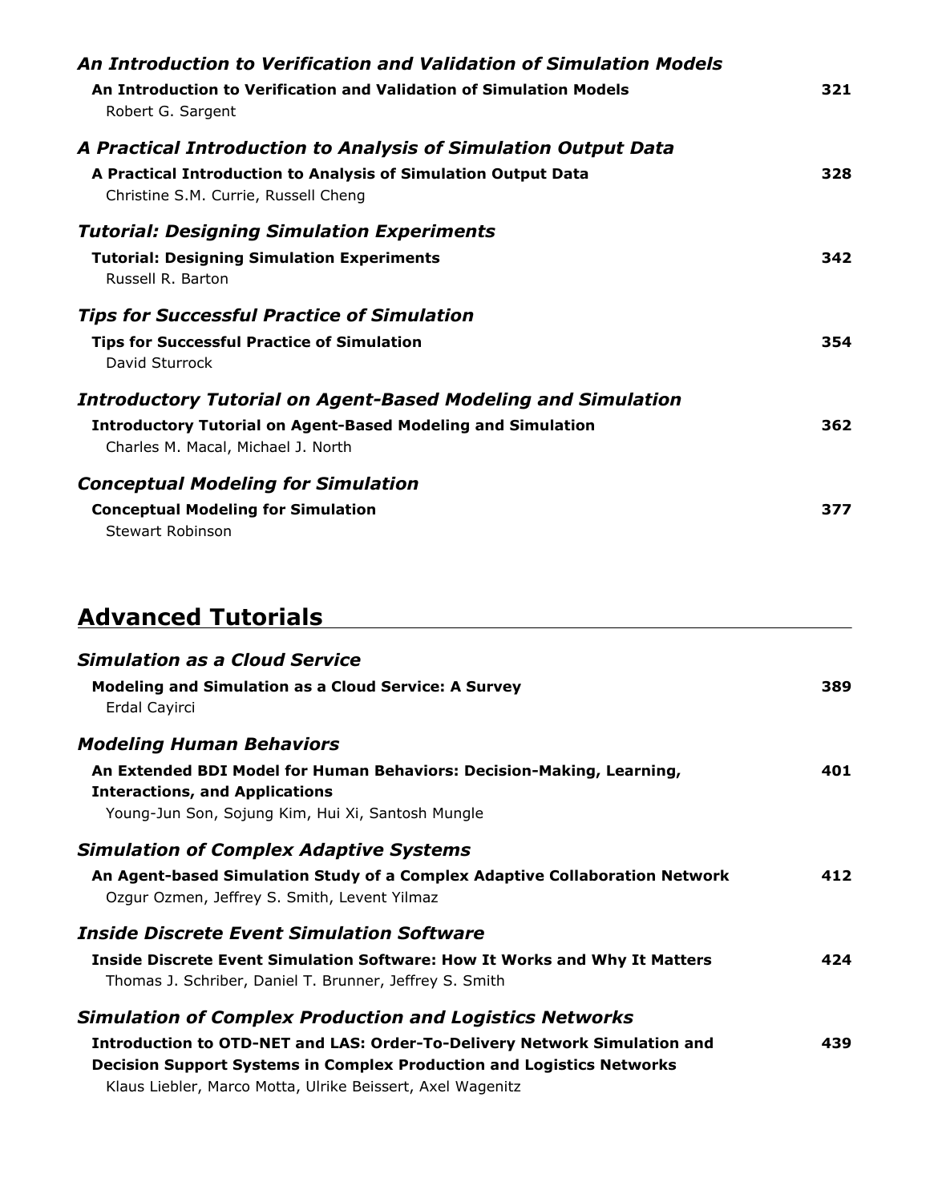### *An Introduction to Verification and Validation of Simulation Models*

**An Introduction to Verification and Validation of Simulation Models** — **321**
Robert G. Sargent

### *A Practical Introduction to Analysis of Simulation Output Data*

**A Practical Introduction to Analysis of Simulation Output Data** — **328**
Christine S.M. Currie, Russell Cheng

### *Tutorial: Designing Simulation Experiments*

**Tutorial: Designing Simulation Experiments** — **342**
Russell R. Barton

### *Tips for Successful Practice of Simulation*

**Tips for Successful Practice of Simulation** — **354**
David Sturrock

### *Introductory Tutorial on Agent-Based Modeling and Simulation*

**Introductory Tutorial on Agent-Based Modeling and Simulation** — **362**
Charles M. Macal, Michael J. North

### *Conceptual Modeling for Simulation*

**Conceptual Modeling for Simulation** — **377**
Stewart Robinson

## Advanced Tutorials

### *Simulation as a Cloud Service*

**Modeling and Simulation as a Cloud Service: A Survey** — **389**
Erdal Cayirci

### *Modeling Human Behaviors*

**An Extended BDI Model for Human Behaviors: Decision-Making, Learning, Interactions, and Applications** — **401**
Young-Jun Son, Sojung Kim, Hui Xi, Santosh Mungle

### *Simulation of Complex Adaptive Systems*

**An Agent-based Simulation Study of a Complex Adaptive Collaboration Network** — **412**
Ozgur Ozmen, Jeffrey S. Smith, Levent Yilmaz

### *Inside Discrete Event Simulation Software*

**Inside Discrete Event Simulation Software: How It Works and Why It Matters** — **424**
Thomas J. Schriber, Daniel T. Brunner, Jeffrey S. Smith

### *Simulation of Complex Production and Logistics Networks*

**Introduction to OTD-NET and LAS: Order-To-Delivery Network Simulation and Decision Support Systems in Complex Production and Logistics Networks** — **439**
Klaus Liebler, Marco Motta, Ulrike Beissert, Axel Wagenitz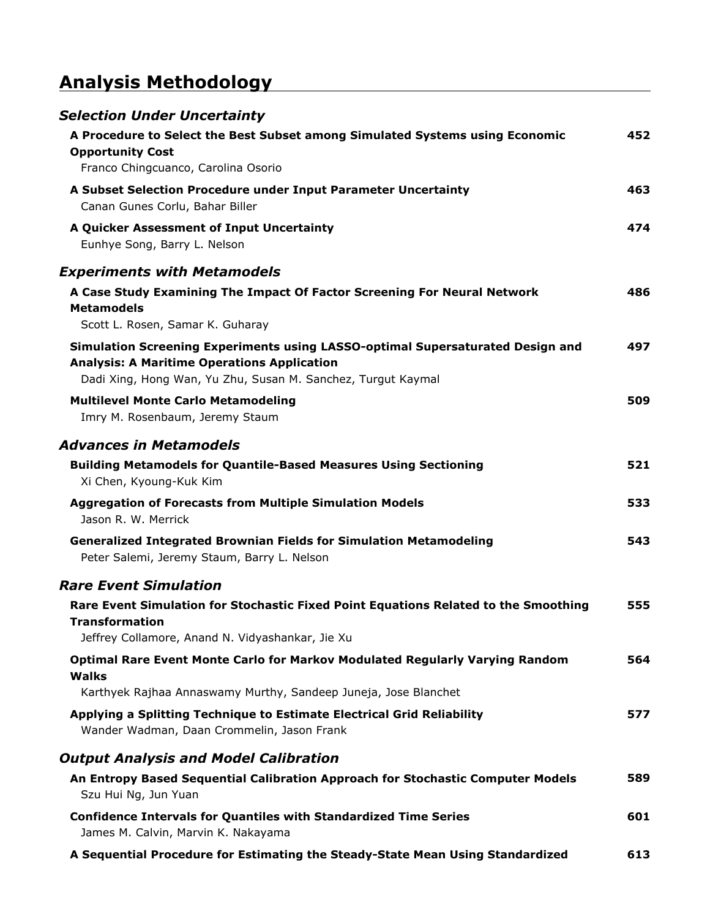# Analysis Methodology

## *Selection Under Uncertainty*

**A Procedure to Select the Best Subset among Simulated Systems using Economic Opportunity Cost** — **452**
Franco Chingcuanco, Carolina Osorio

**A Subset Selection Procedure under Input Parameter Uncertainty** — **463**
Canan Gunes Corlu, Bahar Biller

**A Quicker Assessment of Input Uncertainty** — **474**
Eunhye Song, Barry L. Nelson

## *Experiments with Metamodels*

**A Case Study Examining The Impact Of Factor Screening For Neural Network Metamodels** — **486**
Scott L. Rosen, Samar K. Guharay

**Simulation Screening Experiments using LASSO-optimal Supersaturated Design and Analysis: A Maritime Operations Application** — **497**
Dadi Xing, Hong Wan, Yu Zhu, Susan M. Sanchez, Turgut Kaymal

**Multilevel Monte Carlo Metamodeling** — **509**
Imry M. Rosenbaum, Jeremy Staum

## *Advances in Metamodels*

**Building Metamodels for Quantile-Based Measures Using Sectioning** — **521**
Xi Chen, Kyoung-Kuk Kim

**Aggregation of Forecasts from Multiple Simulation Models** — **533**
Jason R. W. Merrick

**Generalized Integrated Brownian Fields for Simulation Metamodeling** — **543**
Peter Salemi, Jeremy Staum, Barry L. Nelson

## *Rare Event Simulation*

**Rare Event Simulation for Stochastic Fixed Point Equations Related to the Smoothing Transformation** — **555**
Jeffrey Collamore, Anand N. Vidyashankar, Jie Xu

**Optimal Rare Event Monte Carlo for Markov Modulated Regularly Varying Random Walks** — **564**
Karthyek Rajhaa Annaswamy Murthy, Sandeep Juneja, Jose Blanchet

**Applying a Splitting Technique to Estimate Electrical Grid Reliability** — **577**
Wander Wadman, Daan Crommelin, Jason Frank

## *Output Analysis and Model Calibration*

**An Entropy Based Sequential Calibration Approach for Stochastic Computer Models** — **589**
Szu Hui Ng, Jun Yuan

**Confidence Intervals for Quantiles with Standardized Time Series** — **601**
James M. Calvin, Marvin K. Nakayama

**A Sequential Procedure for Estimating the Steady-State Mean Using Standardized** — **613**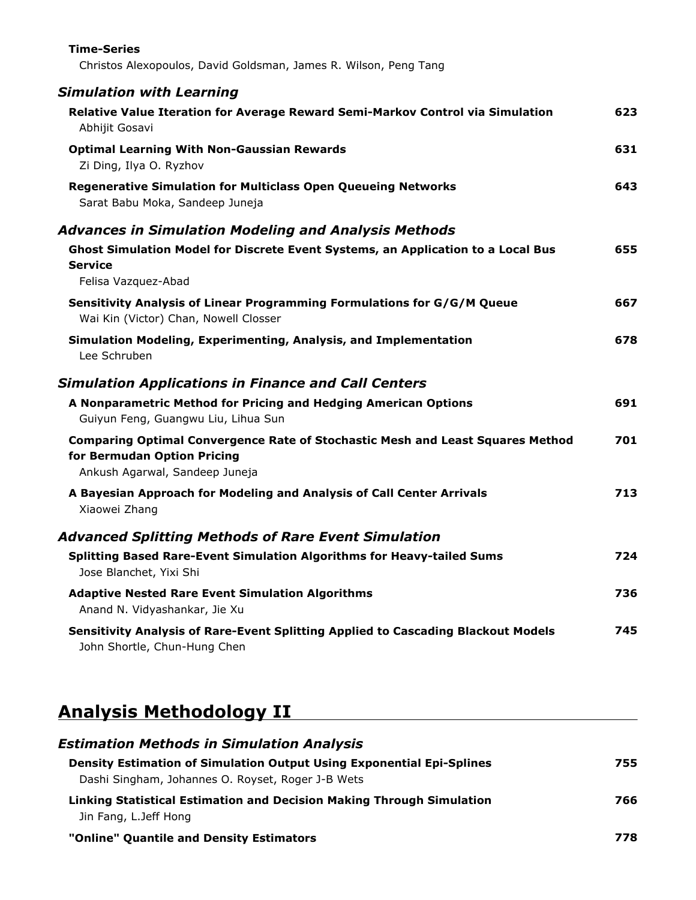**Time-Series**
Christos Alexopoulos, David Goldsman, James R. Wilson, Peng Tang

### *Simulation with Learning*

**Relative Value Iteration for Average Reward Semi-Markov Control via Simulation** 623
Abhijit Gosavi

**Optimal Learning With Non-Gaussian Rewards** 631
Zi Ding, Ilya O. Ryzhov

**Regenerative Simulation for Multiclass Open Queueing Networks** 643
Sarat Babu Moka, Sandeep Juneja

### *Advances in Simulation Modeling and Analysis Methods*

**Ghost Simulation Model for Discrete Event Systems, an Application to a Local Bus Service** 655
Felisa Vazquez-Abad

**Sensitivity Analysis of Linear Programming Formulations for G/G/M Queue** 667
Wai Kin (Victor) Chan, Nowell Closser

**Simulation Modeling, Experimenting, Analysis, and Implementation** 678
Lee Schruben

### *Simulation Applications in Finance and Call Centers*

**A Nonparametric Method for Pricing and Hedging American Options** 691
Guiyun Feng, Guangwu Liu, Lihua Sun

**Comparing Optimal Convergence Rate of Stochastic Mesh and Least Squares Method for Bermudan Option Pricing** 701
Ankush Agarwal, Sandeep Juneja

**A Bayesian Approach for Modeling and Analysis of Call Center Arrivals** 713
Xiaowei Zhang

### *Advanced Splitting Methods of Rare Event Simulation*

**Splitting Based Rare-Event Simulation Algorithms for Heavy-tailed Sums** 724
Jose Blanchet, Yixi Shi

**Adaptive Nested Rare Event Simulation Algorithms** 736
Anand N. Vidyashankar, Jie Xu

**Sensitivity Analysis of Rare-Event Splitting Applied to Cascading Blackout Models** 745
John Shortle, Chun-Hung Chen

## Analysis Methodology II

### *Estimation Methods in Simulation Analysis*

**Density Estimation of Simulation Output Using Exponential Epi-Splines** 755
Dashi Singham, Johannes O. Royset, Roger J-B Wets

**Linking Statistical Estimation and Decision Making Through Simulation** 766
Jin Fang, L.Jeff Hong

**"Online" Quantile and Density Estimators** 778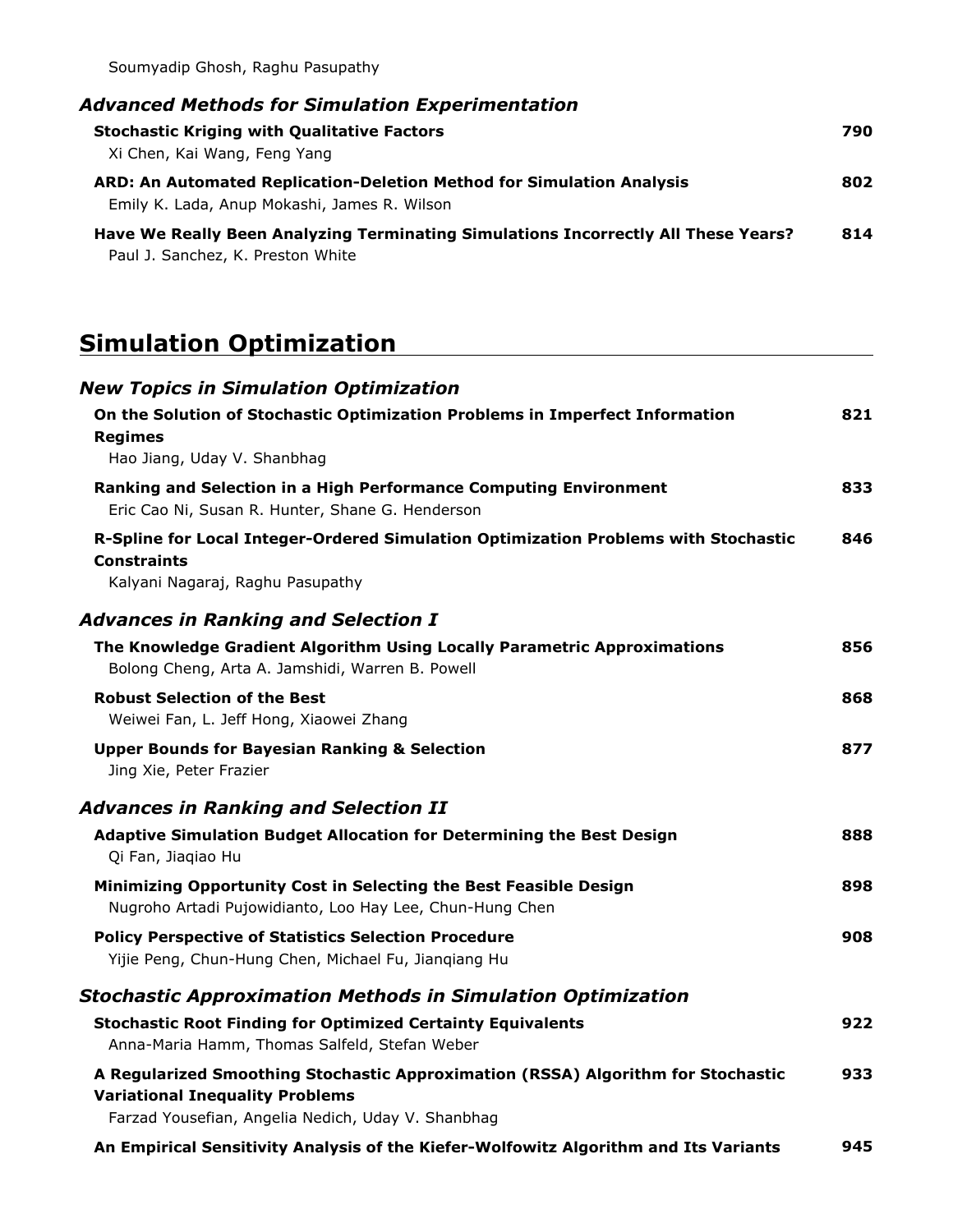Soumyadip Ghosh, Raghu Pasupathy

### *Advanced Methods for Simulation Experimentation*

**Stochastic Kriging with Qualitative Factors** — 790
Xi Chen, Kai Wang, Feng Yang

**ARD: An Automated Replication-Deletion Method for Simulation Analysis** — 802
Emily K. Lada, Anup Mokashi, James R. Wilson

**Have We Really Been Analyzing Terminating Simulations Incorrectly All These Years?** — 814
Paul J. Sanchez, K. Preston White

## Simulation Optimization

### *New Topics in Simulation Optimization*

**On the Solution of Stochastic Optimization Problems in Imperfect Information Regimes** — 821
Hao Jiang, Uday V. Shanbhag

**Ranking and Selection in a High Performance Computing Environment** — 833
Eric Cao Ni, Susan R. Hunter, Shane G. Henderson

**R-Spline for Local Integer-Ordered Simulation Optimization Problems with Stochastic Constraints** — 846
Kalyani Nagaraj, Raghu Pasupathy

### *Advances in Ranking and Selection I*

**The Knowledge Gradient Algorithm Using Locally Parametric Approximations** — 856
Bolong Cheng, Arta A. Jamshidi, Warren B. Powell

**Robust Selection of the Best** — 868
Weiwei Fan, L. Jeff Hong, Xiaowei Zhang

**Upper Bounds for Bayesian Ranking & Selection** — 877
Jing Xie, Peter Frazier

### *Advances in Ranking and Selection II*

**Adaptive Simulation Budget Allocation for Determining the Best Design** — 888
Qi Fan, Jiaqiao Hu

**Minimizing Opportunity Cost in Selecting the Best Feasible Design** — 898
Nugroho Artadi Pujowidianto, Loo Hay Lee, Chun-Hung Chen

**Policy Perspective of Statistics Selection Procedure** — 908
Yijie Peng, Chun-Hung Chen, Michael Fu, Jianqiang Hu

### *Stochastic Approximation Methods in Simulation Optimization*

**Stochastic Root Finding for Optimized Certainty Equivalents** — 922
Anna-Maria Hamm, Thomas Salfeld, Stefan Weber

**A Regularized Smoothing Stochastic Approximation (RSSA) Algorithm for Stochastic Variational Inequality Problems** — 933
Farzad Yousefian, Angelia Nedich, Uday V. Shanbhag

**An Empirical Sensitivity Analysis of the Kiefer-Wolfowitz Algorithm and Its Variants** — 945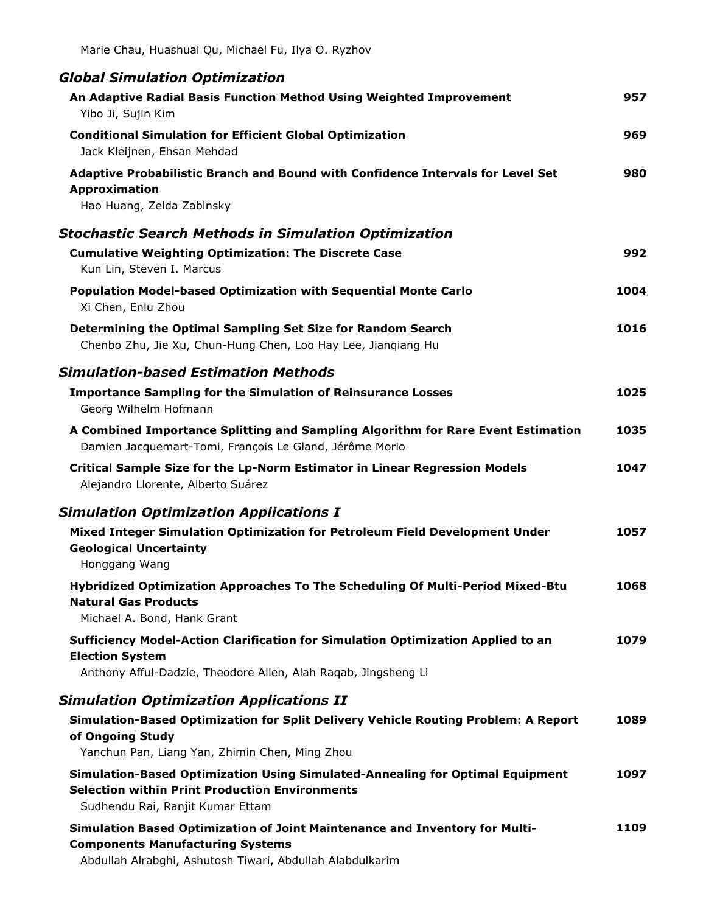Marie Chau, Huashuai Qu, Michael Fu, Ilya O. Ryzhov

## *Global Simulation Optimization*

**An Adaptive Radial Basis Function Method Using Weighted Improvement** 957
Yibo Ji, Sujin Kim

**Conditional Simulation for Efficient Global Optimization** 969
Jack Kleijnen, Ehsan Mehdad

**Adaptive Probabilistic Branch and Bound with Confidence Intervals for Level Set Approximation** 980
Hao Huang, Zelda Zabinsky

## *Stochastic Search Methods in Simulation Optimization*

**Cumulative Weighting Optimization: The Discrete Case** 992
Kun Lin, Steven I. Marcus

**Population Model-based Optimization with Sequential Monte Carlo** 1004
Xi Chen, Enlu Zhou

**Determining the Optimal Sampling Set Size for Random Search** 1016
Chenbo Zhu, Jie Xu, Chun-Hung Chen, Loo Hay Lee, Jianqiang Hu

## *Simulation-based Estimation Methods*

**Importance Sampling for the Simulation of Reinsurance Losses** 1025
Georg Wilhelm Hofmann

**A Combined Importance Splitting and Sampling Algorithm for Rare Event Estimation** 1035
Damien Jacquemart-Tomi, François Le Gland, Jérôme Morio

**Critical Sample Size for the Lp-Norm Estimator in Linear Regression Models** 1047
Alejandro Llorente, Alberto Suárez

## *Simulation Optimization Applications I*

**Mixed Integer Simulation Optimization for Petroleum Field Development Under Geological Uncertainty** 1057
Honggang Wang

**Hybridized Optimization Approaches To The Scheduling Of Multi-Period Mixed-Btu Natural Gas Products** 1068
Michael A. Bond, Hank Grant

**Sufficiency Model-Action Clarification for Simulation Optimization Applied to an Election System** 1079
Anthony Afful-Dadzie, Theodore Allen, Alah Raqab, Jingsheng Li

## *Simulation Optimization Applications II*

**Simulation-Based Optimization for Split Delivery Vehicle Routing Problem: A Report of Ongoing Study** 1089
Yanchun Pan, Liang Yan, Zhimin Chen, Ming Zhou

**Simulation-Based Optimization Using Simulated-Annealing for Optimal Equipment Selection within Print Production Environments** 1097
Sudhendu Rai, Ranjit Kumar Ettam

**Simulation Based Optimization of Joint Maintenance and Inventory for Multi-Components Manufacturing Systems** 1109
Abdullah Alrabghi, Ashutosh Tiwari, Abdullah Alabdulkarim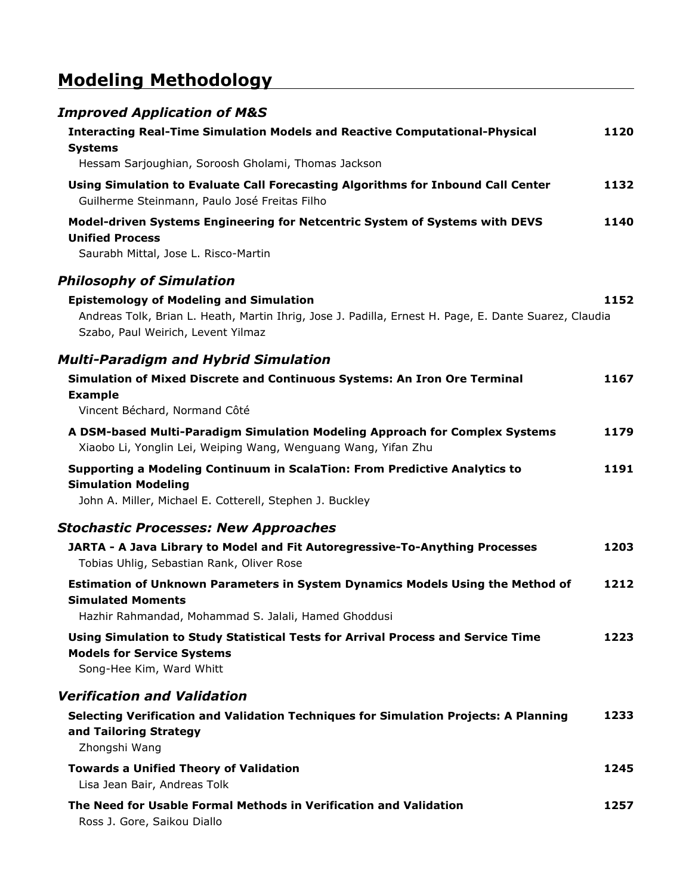# Modeling Methodology

## *Improved Application of M&S*

**Interacting Real-Time Simulation Models and Reactive Computational-Physical Systems** — 1120
Hessam Sarjoughian, Soroosh Gholami, Thomas Jackson

**Using Simulation to Evaluate Call Forecasting Algorithms for Inbound Call Center** — 1132
Guilherme Steinmann, Paulo José Freitas Filho

**Model-driven Systems Engineering for Netcentric System of Systems with DEVS Unified Process** — 1140
Saurabh Mittal, Jose L. Risco-Martin

## *Philosophy of Simulation*

**Epistemology of Modeling and Simulation** — 1152
Andreas Tolk, Brian L. Heath, Martin Ihrig, Jose J. Padilla, Ernest H. Page, E. Dante Suarez, Claudia Szabo, Paul Weirich, Levent Yilmaz

## *Multi-Paradigm and Hybrid Simulation*

**Simulation of Mixed Discrete and Continuous Systems: An Iron Ore Terminal Example** — 1167
Vincent Béchard, Normand Côté

**A DSM-based Multi-Paradigm Simulation Modeling Approach for Complex Systems** — 1179
Xiaobo Li, Yonglin Lei, Weiping Wang, Wenguang Wang, Yifan Zhu

**Supporting a Modeling Continuum in ScalaTion: From Predictive Analytics to Simulation Modeling** — 1191
John A. Miller, Michael E. Cotterell, Stephen J. Buckley

## *Stochastic Processes: New Approaches*

**JARTA - A Java Library to Model and Fit Autoregressive-To-Anything Processes** — 1203
Tobias Uhlig, Sebastian Rank, Oliver Rose

**Estimation of Unknown Parameters in System Dynamics Models Using the Method of Simulated Moments** — 1212
Hazhir Rahmandad, Mohammad S. Jalali, Hamed Ghoddusi

**Using Simulation to Study Statistical Tests for Arrival Process and Service Time Models for Service Systems** — 1223
Song-Hee Kim, Ward Whitt

## *Verification and Validation*

**Selecting Verification and Validation Techniques for Simulation Projects: A Planning and Tailoring Strategy** — 1233
Zhongshi Wang

**Towards a Unified Theory of Validation** — 1245
Lisa Jean Bair, Andreas Tolk

**The Need for Usable Formal Methods in Verification and Validation** — 1257
Ross J. Gore, Saikou Diallo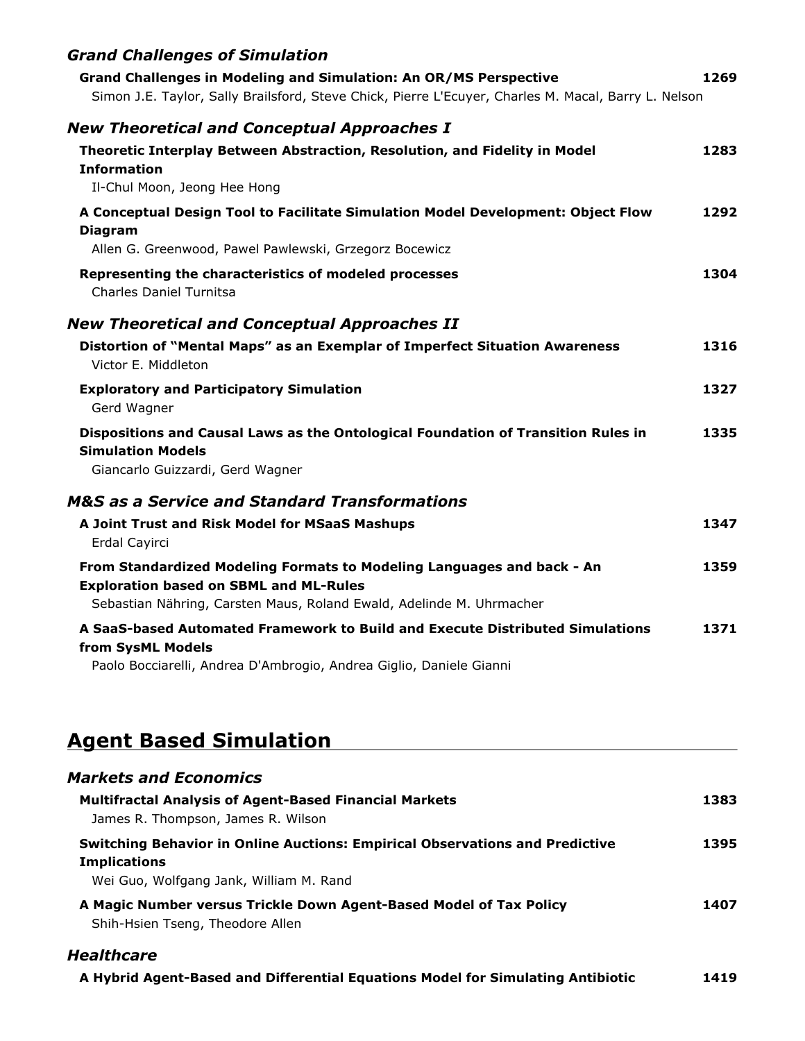### *Grand Challenges of Simulation*

**Grand Challenges in Modeling and Simulation: An OR/MS Perspective** 1269
Simon J.E. Taylor, Sally Brailsford, Steve Chick, Pierre L'Ecuyer, Charles M. Macal, Barry L. Nelson

### *New Theoretical and Conceptual Approaches I*

**Theoretic Interplay Between Abstraction, Resolution, and Fidelity in Model Information** 1283
Il-Chul Moon, Jeong Hee Hong

**A Conceptual Design Tool to Facilitate Simulation Model Development: Object Flow Diagram** 1292
Allen G. Greenwood, Pawel Pawlewski, Grzegorz Bocewicz

**Representing the characteristics of modeled processes** 1304
Charles Daniel Turnitsa

### *New Theoretical and Conceptual Approaches II*

**Distortion of "Mental Maps" as an Exemplar of Imperfect Situation Awareness** 1316
Victor E. Middleton

**Exploratory and Participatory Simulation** 1327
Gerd Wagner

**Dispositions and Causal Laws as the Ontological Foundation of Transition Rules in Simulation Models** 1335
Giancarlo Guizzardi, Gerd Wagner

### *M&S as a Service and Standard Transformations*

**A Joint Trust and Risk Model for MSaaS Mashups** 1347
Erdal Cayirci

**From Standardized Modeling Formats to Modeling Languages and back - An Exploration based on SBML and ML-Rules** 1359
Sebastian Nähring, Carsten Maus, Roland Ewald, Adelinde M. Uhrmacher

**A SaaS-based Automated Framework to Build and Execute Distributed Simulations from SysML Models** 1371
Paolo Bocciarelli, Andrea D'Ambrogio, Andrea Giglio, Daniele Gianni

## Agent Based Simulation

### *Markets and Economics*

**Multifractal Analysis of Agent-Based Financial Markets** 1383
James R. Thompson, James R. Wilson

**Switching Behavior in Online Auctions: Empirical Observations and Predictive Implications** 1395
Wei Guo, Wolfgang Jank, William M. Rand

**A Magic Number versus Trickle Down Agent-Based Model of Tax Policy** 1407
Shih-Hsien Tseng, Theodore Allen

### *Healthcare*

**A Hybrid Agent-Based and Differential Equations Model for Simulating Antibiotic** 1419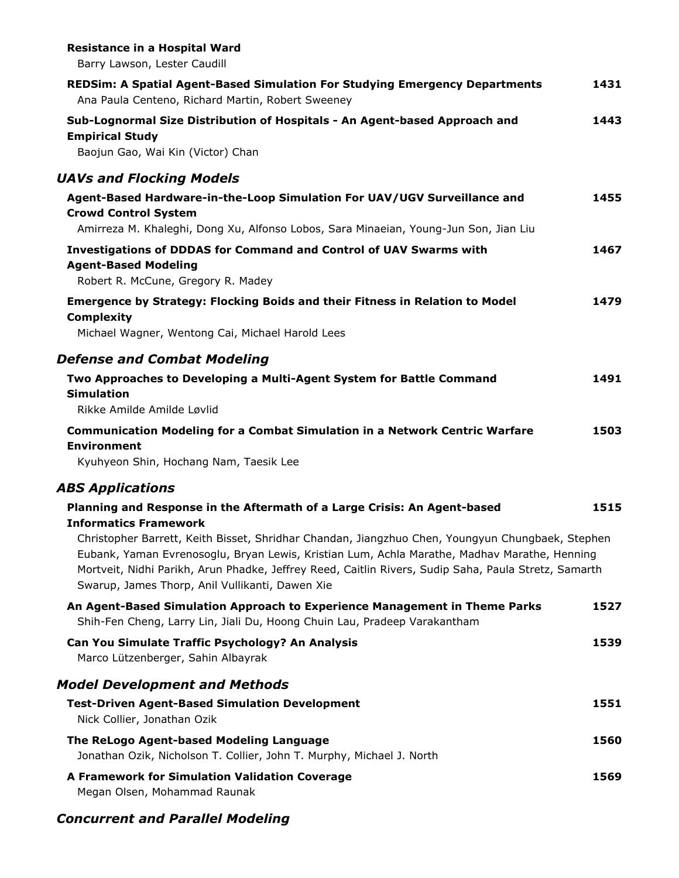**Resistance in a Hospital Ward**
Barry Lawson, Lester Caudill

**REDSim: A Spatial Agent-Based Simulation For Studying Emergency Departments** 1431
Ana Paula Centeno, Richard Martin, Robert Sweeney

**Sub-Lognormal Size Distribution of Hospitals - An Agent-based Approach and Empirical Study** 1443
Baojun Gao, Wai Kin (Victor) Chan

## *UAVs and Flocking Models*

**Agent-Based Hardware-in-the-Loop Simulation For UAV/UGV Surveillance and Crowd Control System** 1455
Amirreza M. Khaleghi, Dong Xu, Alfonso Lobos, Sara Minaeian, Young-Jun Son, Jian Liu

**Investigations of DDDAS for Command and Control of UAV Swarms with Agent-Based Modeling** 1467
Robert R. McCune, Gregory R. Madey

**Emergence by Strategy: Flocking Boids and their Fitness in Relation to Model Complexity** 1479
Michael Wagner, Wentong Cai, Michael Harold Lees

## *Defense and Combat Modeling*

**Two Approaches to Developing a Multi-Agent System for Battle Command Simulation** 1491
Rikke Amilde Amilde Løvlid

**Communication Modeling for a Combat Simulation in a Network Centric Warfare Environment** 1503
Kyuhyeon Shin, Hochang Nam, Taesik Lee

## *ABS Applications*

**Planning and Response in the Aftermath of a Large Crisis: An Agent-based Informatics Framework** 1515
Christopher Barrett, Keith Bisset, Shridhar Chandan, Jiangzhuo Chen, Youngyun Chungbaek, Stephen Eubank, Yaman Evrenosoglu, Bryan Lewis, Kristian Lum, Achla Marathe, Madhav Marathe, Henning Mortveit, Nidhi Parikh, Arun Phadke, Jeffrey Reed, Caitlin Rivers, Sudip Saha, Paula Stretz, Samarth Swarup, James Thorp, Anil Vullikanti, Dawen Xie

**An Agent-Based Simulation Approach to Experience Management in Theme Parks** 1527
Shih-Fen Cheng, Larry Lin, Jiali Du, Hoong Chuin Lau, Pradeep Varakantham

**Can You Simulate Traffic Psychology? An Analysis** 1539
Marco Lützenberger, Sahin Albayrak

## *Model Development and Methods*

**Test-Driven Agent-Based Simulation Development** 1551
Nick Collier, Jonathan Ozik

**The ReLogo Agent-based Modeling Language** 1560
Jonathan Ozik, Nicholson T. Collier, John T. Murphy, Michael J. North

**A Framework for Simulation Validation Coverage** 1569
Megan Olsen, Mohammad Raunak

## *Concurrent and Parallel Modeling*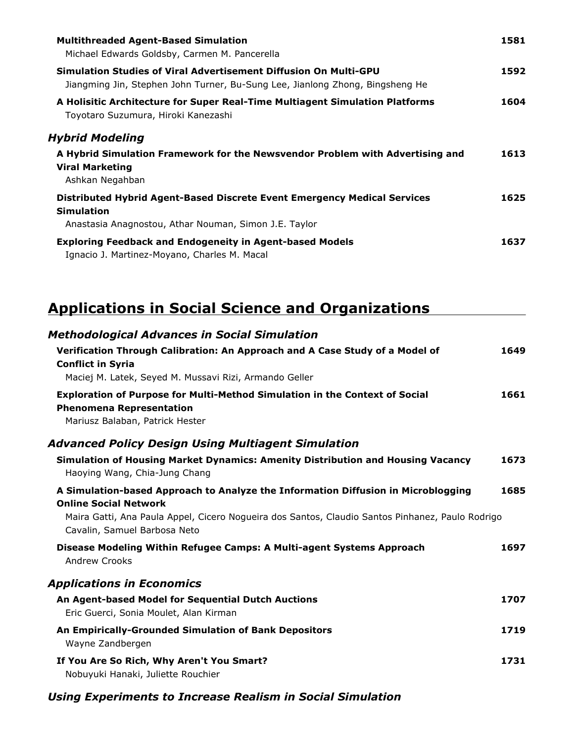**Multithreaded Agent-Based Simulation** 1581
Michael Edwards Goldsby, Carmen M. Pancerella

**Simulation Studies of Viral Advertisement Diffusion On Multi-GPU** 1592
Jiangming Jin, Stephen John Turner, Bu-Sung Lee, Jianlong Zhong, Bingsheng He

**A Holisitic Architecture for Super Real-Time Multiagent Simulation Platforms** 1604
Toyotaro Suzumura, Hiroki Kanezashi

### *Hybrid Modeling*

**A Hybrid Simulation Framework for the Newsvendor Problem with Advertising and Viral Marketing** 1613
Ashkan Negahban

**Distributed Hybrid Agent-Based Discrete Event Emergency Medical Services Simulation** 1625
Anastasia Anagnostou, Athar Nouman, Simon J.E. Taylor

**Exploring Feedback and Endogeneity in Agent-based Models** 1637
Ignacio J. Martinez-Moyano, Charles M. Macal

## Applications in Social Science and Organizations

### *Methodological Advances in Social Simulation*

**Verification Through Calibration: An Approach and A Case Study of a Model of Conflict in Syria** 1649
Maciej M. Latek, Seyed M. Mussavi Rizi, Armando Geller

**Exploration of Purpose for Multi-Method Simulation in the Context of Social Phenomena Representation** 1661
Mariusz Balaban, Patrick Hester

### *Advanced Policy Design Using Multiagent Simulation*

**Simulation of Housing Market Dynamics: Amenity Distribution and Housing Vacancy** 1673
Haoying Wang, Chia-Jung Chang

**A Simulation-based Approach to Analyze the Information Diffusion in Microblogging Online Social Network** 1685
Maira Gatti, Ana Paula Appel, Cicero Nogueira dos Santos, Claudio Santos Pinhanez, Paulo Rodrigo Cavalin, Samuel Barbosa Neto

**Disease Modeling Within Refugee Camps: A Multi-agent Systems Approach** 1697
Andrew Crooks

### *Applications in Economics*

**An Agent-based Model for Sequential Dutch Auctions** 1707
Eric Guerci, Sonia Moulet, Alan Kirman

**An Empirically-Grounded Simulation of Bank Depositors** 1719
Wayne Zandbergen

**If You Are So Rich, Why Aren't You Smart?** 1731
Nobuyuki Hanaki, Juliette Rouchier

### *Using Experiments to Increase Realism in Social Simulation*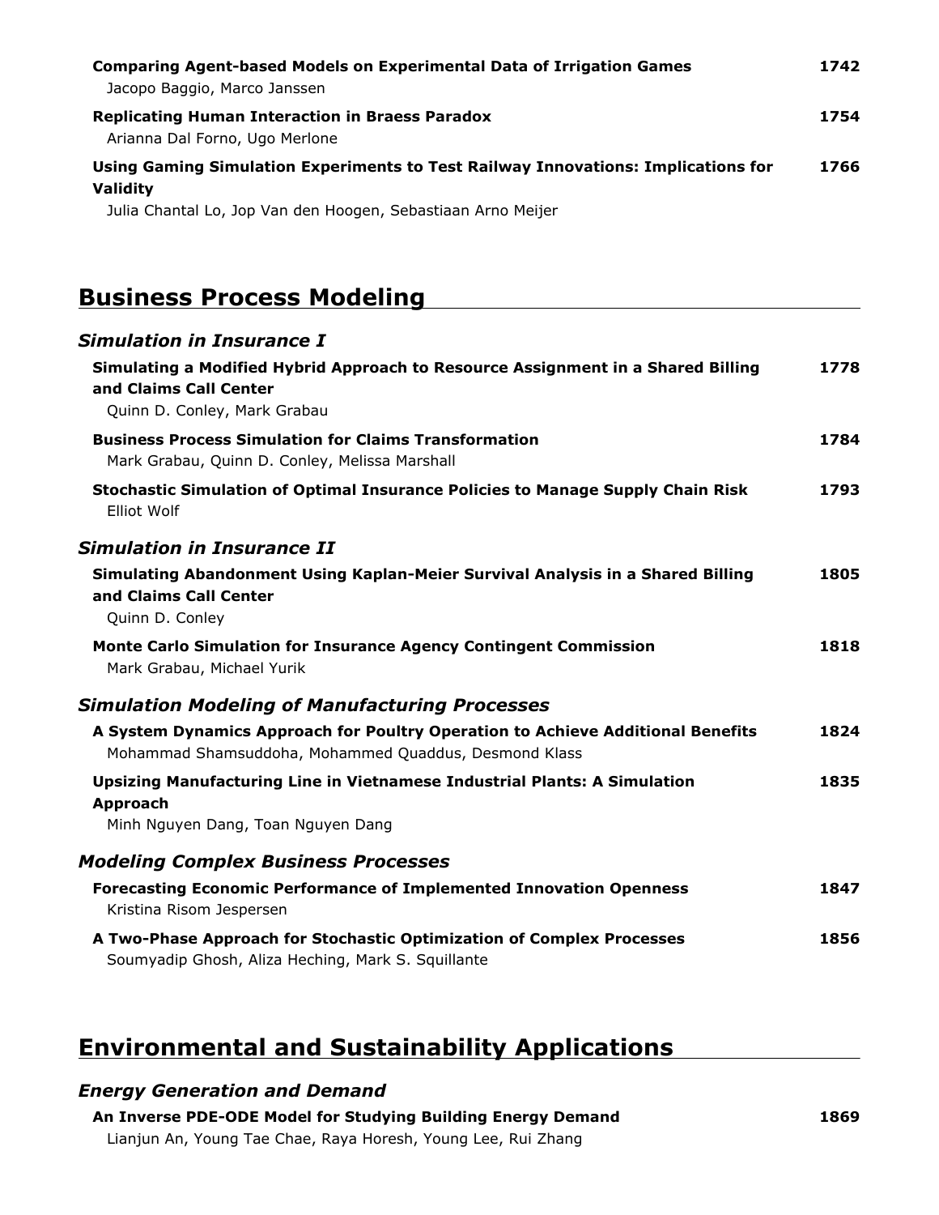**Comparing Agent-based Models on Experimental Data of Irrigation Games** 1742
Jacopo Baggio, Marco Janssen

**Replicating Human Interaction in Braess Paradox** 1754
Arianna Dal Forno, Ugo Merlone

**Using Gaming Simulation Experiments to Test Railway Innovations: Implications for Validity** 1766
Julia Chantal Lo, Jop Van den Hoogen, Sebastiaan Arno Meijer

## Business Process Modeling

### *Simulation in Insurance I*

**Simulating a Modified Hybrid Approach to Resource Assignment in a Shared Billing and Claims Call Center** 1778
Quinn D. Conley, Mark Grabau

**Business Process Simulation for Claims Transformation** 1784
Mark Grabau, Quinn D. Conley, Melissa Marshall

**Stochastic Simulation of Optimal Insurance Policies to Manage Supply Chain Risk** 1793
Elliot Wolf

### *Simulation in Insurance II*

**Simulating Abandonment Using Kaplan-Meier Survival Analysis in a Shared Billing and Claims Call Center** 1805
Quinn D. Conley

**Monte Carlo Simulation for Insurance Agency Contingent Commission** 1818
Mark Grabau, Michael Yurik

### *Simulation Modeling of Manufacturing Processes*

**A System Dynamics Approach for Poultry Operation to Achieve Additional Benefits** 1824
Mohammad Shamsuddoha, Mohammed Quaddus, Desmond Klass

**Upsizing Manufacturing Line in Vietnamese Industrial Plants: A Simulation Approach** 1835
Minh Nguyen Dang, Toan Nguyen Dang

### *Modeling Complex Business Processes*

**Forecasting Economic Performance of Implemented Innovation Openness** 1847
Kristina Risom Jespersen

**A Two-Phase Approach for Stochastic Optimization of Complex Processes** 1856
Soumyadip Ghosh, Aliza Heching, Mark S. Squillante

## Environmental and Sustainability Applications

### *Energy Generation and Demand*

**An Inverse PDE-ODE Model for Studying Building Energy Demand** 1869
Lianjun An, Young Tae Chae, Raya Horesh, Young Lee, Rui Zhang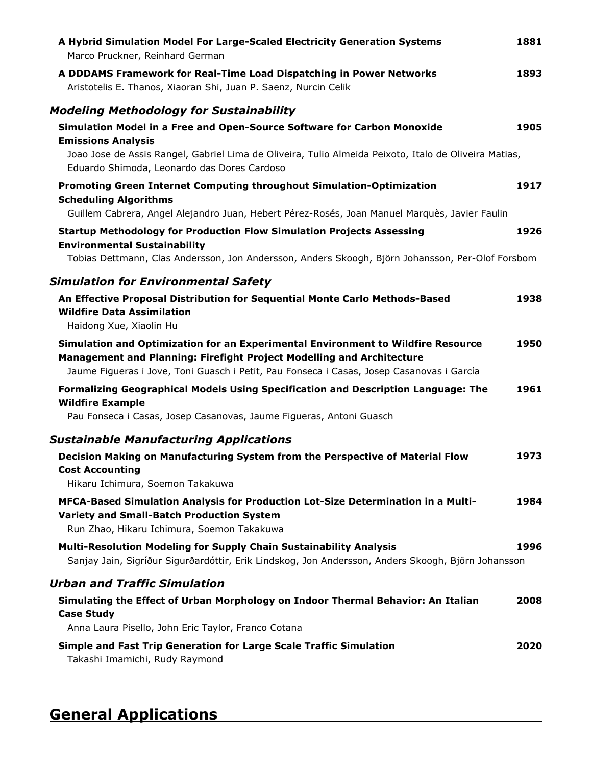**A Hybrid Simulation Model For Large-Scaled Electricity Generation Systems** 1881
Marco Pruckner, Reinhard German

**A DDDAMS Framework for Real-Time Load Dispatching in Power Networks** 1893
Aristotelis E. Thanos, Xiaoran Shi, Juan P. Saenz, Nurcin Celik

### *Modeling Methodology for Sustainability*

**Simulation Model in a Free and Open-Source Software for Carbon Monoxide Emissions Analysis** 1905
Joao Jose de Assis Rangel, Gabriel Lima de Oliveira, Tulio Almeida Peixoto, Italo de Oliveira Matias, Eduardo Shimoda, Leonardo das Dores Cardoso

**Promoting Green Internet Computing throughout Simulation-Optimization Scheduling Algorithms** 1917
Guillem Cabrera, Angel Alejandro Juan, Hebert Pérez-Rosés, Joan Manuel Marquès, Javier Faulin

**Startup Methodology for Production Flow Simulation Projects Assessing Environmental Sustainability** 1926
Tobias Dettmann, Clas Andersson, Jon Andersson, Anders Skoogh, Björn Johansson, Per-Olof Forsbom

### *Simulation for Environmental Safety*

**An Effective Proposal Distribution for Sequential Monte Carlo Methods-Based Wildfire Data Assimilation** 1938
Haidong Xue, Xiaolin Hu

**Simulation and Optimization for an Experimental Environment to Wildfire Resource Management and Planning: Firefight Project Modelling and Architecture** 1950
Jaume Figueras i Jove, Toni Guasch i Petit, Pau Fonseca i Casas, Josep Casanovas i García

**Formalizing Geographical Models Using Specification and Description Language: The Wildfire Example** 1961
Pau Fonseca i Casas, Josep Casanovas, Jaume Figueras, Antoni Guasch

### *Sustainable Manufacturing Applications*

**Decision Making on Manufacturing System from the Perspective of Material Flow Cost Accounting** 1973
Hikaru Ichimura, Soemon Takakuwa

**MFCA-Based Simulation Analysis for Production Lot-Size Determination in a Multi-Variety and Small-Batch Production System** 1984
Run Zhao, Hikaru Ichimura, Soemon Takakuwa

**Multi-Resolution Modeling for Supply Chain Sustainability Analysis** 1996
Sanjay Jain, Sigríður Sigurðardóttir, Erik Lindskog, Jon Andersson, Anders Skoogh, Björn Johansson

### *Urban and Traffic Simulation*

**Simulating the Effect of Urban Morphology on Indoor Thermal Behavior: An Italian Case Study** 2008
Anna Laura Pisello, John Eric Taylor, Franco Cotana

**Simple and Fast Trip Generation for Large Scale Traffic Simulation** 2020
Takashi Imamichi, Rudy Raymond

## General Applications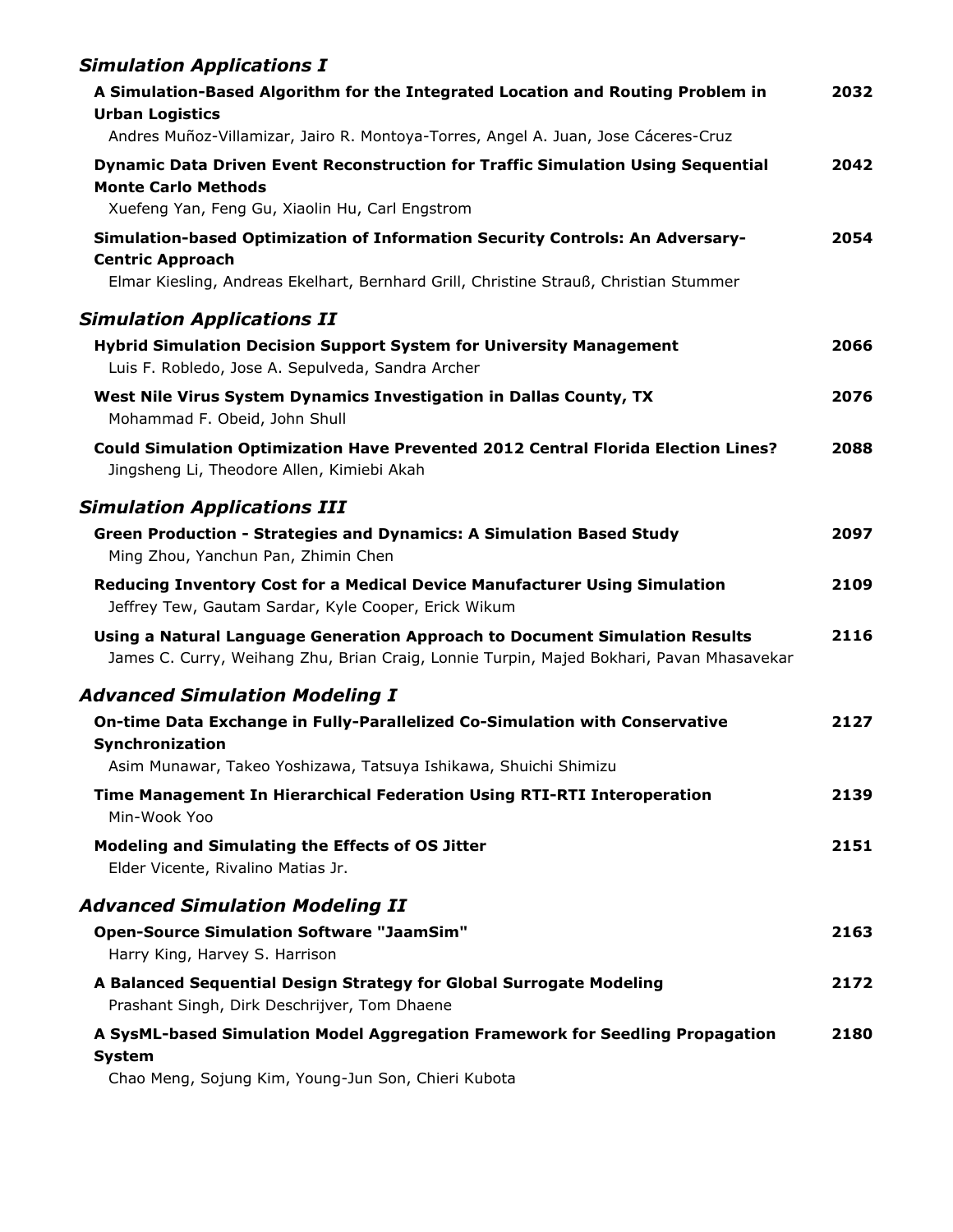## *Simulation Applications I*

**A Simulation-Based Algorithm for the Integrated Location and Routing Problem in Urban Logistics** 2032
Andres Muñoz-Villamizar, Jairo R. Montoya-Torres, Angel A. Juan, Jose Cáceres-Cruz

**Dynamic Data Driven Event Reconstruction for Traffic Simulation Using Sequential Monte Carlo Methods** 2042
Xuefeng Yan, Feng Gu, Xiaolin Hu, Carl Engstrom

**Simulation-based Optimization of Information Security Controls: An Adversary-Centric Approach** 2054
Elmar Kiesling, Andreas Ekelhart, Bernhard Grill, Christine Strauß, Christian Stummer

## *Simulation Applications II*

**Hybrid Simulation Decision Support System for University Management** 2066
Luis F. Robledo, Jose A. Sepulveda, Sandra Archer

**West Nile Virus System Dynamics Investigation in Dallas County, TX** 2076
Mohammad F. Obeid, John Shull

**Could Simulation Optimization Have Prevented 2012 Central Florida Election Lines?** 2088
Jingsheng Li, Theodore Allen, Kimiebi Akah

## *Simulation Applications III*

**Green Production - Strategies and Dynamics: A Simulation Based Study** 2097
Ming Zhou, Yanchun Pan, Zhimin Chen

**Reducing Inventory Cost for a Medical Device Manufacturer Using Simulation** 2109
Jeffrey Tew, Gautam Sardar, Kyle Cooper, Erick Wikum

**Using a Natural Language Generation Approach to Document Simulation Results** 2116
James C. Curry, Weihang Zhu, Brian Craig, Lonnie Turpin, Majed Bokhari, Pavan Mhasavekar

## *Advanced Simulation Modeling I*

**On-time Data Exchange in Fully-Parallelized Co-Simulation with Conservative Synchronization** 2127
Asim Munawar, Takeo Yoshizawa, Tatsuya Ishikawa, Shuichi Shimizu

**Time Management In Hierarchical Federation Using RTI-RTI Interoperation** 2139
Min-Wook Yoo

**Modeling and Simulating the Effects of OS Jitter** 2151
Elder Vicente, Rivalino Matias Jr.

## *Advanced Simulation Modeling II*

**Open-Source Simulation Software "JaamSim"** 2163
Harry King, Harvey S. Harrison

**A Balanced Sequential Design Strategy for Global Surrogate Modeling** 2172
Prashant Singh, Dirk Deschrijver, Tom Dhaene

**A SysML-based Simulation Model Aggregation Framework for Seedling Propagation System** 2180
Chao Meng, Sojung Kim, Young-Jun Son, Chieri Kubota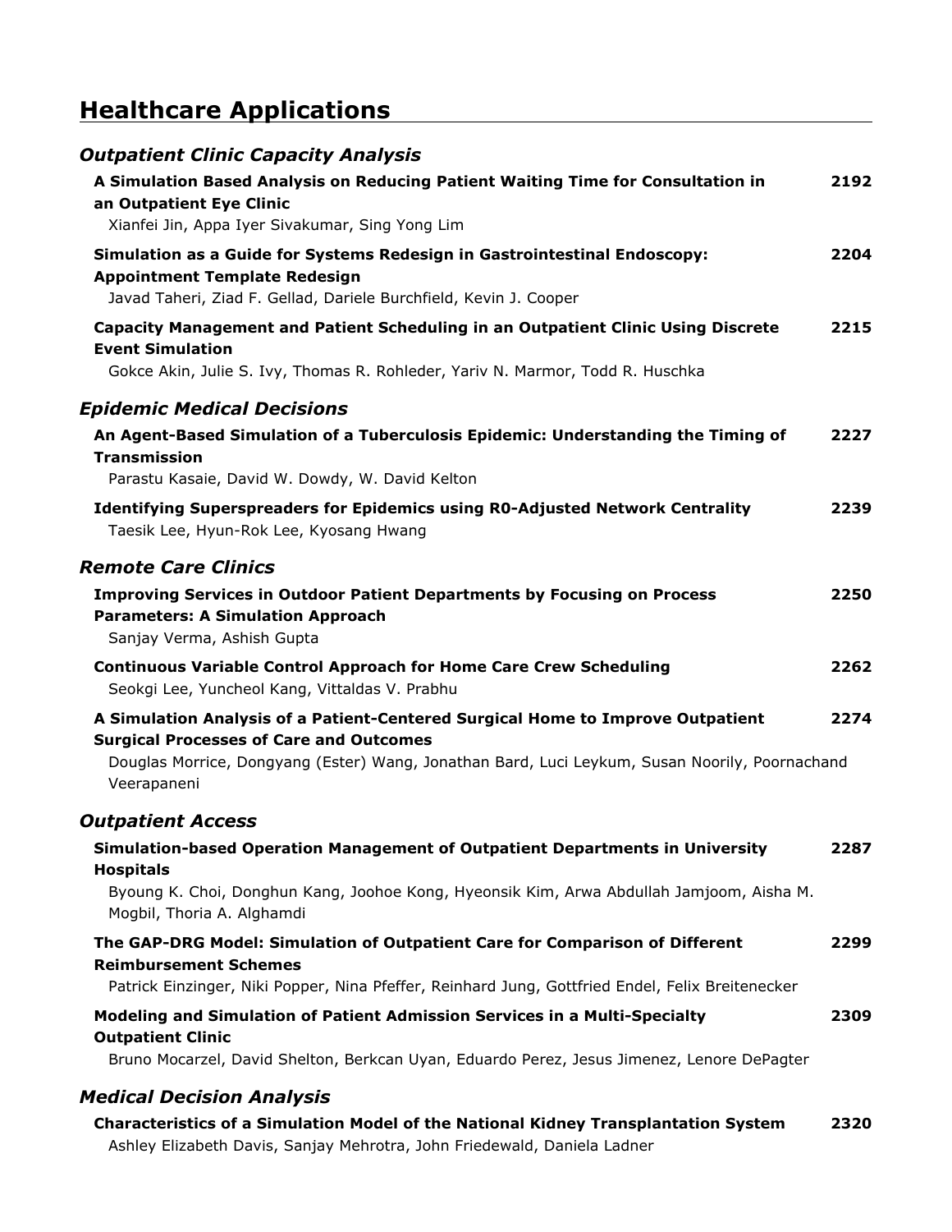# Healthcare Applications

## *Outpatient Clinic Capacity Analysis*

**A Simulation Based Analysis on Reducing Patient Waiting Time for Consultation in an Outpatient Eye Clinic** — 2192
Xianfei Jin, Appa Iyer Sivakumar, Sing Yong Lim

**Simulation as a Guide for Systems Redesign in Gastrointestinal Endoscopy: Appointment Template Redesign** — 2204
Javad Taheri, Ziad F. Gellad, Dariele Burchfield, Kevin J. Cooper

**Capacity Management and Patient Scheduling in an Outpatient Clinic Using Discrete Event Simulation** — 2215
Gokce Akin, Julie S. Ivy, Thomas R. Rohleder, Yariv N. Marmor, Todd R. Huschka

## *Epidemic Medical Decisions*

**An Agent-Based Simulation of a Tuberculosis Epidemic: Understanding the Timing of Transmission** — 2227
Parastu Kasaie, David W. Dowdy, W. David Kelton

**Identifying Superspreaders for Epidemics using R0-Adjusted Network Centrality** — 2239
Taesik Lee, Hyun-Rok Lee, Kyosang Hwang

## *Remote Care Clinics*

**Improving Services in Outdoor Patient Departments by Focusing on Process Parameters: A Simulation Approach** — 2250
Sanjay Verma, Ashish Gupta

**Continuous Variable Control Approach for Home Care Crew Scheduling** — 2262
Seokgi Lee, Yuncheol Kang, Vittaldas V. Prabhu

**A Simulation Analysis of a Patient-Centered Surgical Home to Improve Outpatient Surgical Processes of Care and Outcomes** — 2274
Douglas Morrice, Dongyang (Ester) Wang, Jonathan Bard, Luci Leykum, Susan Noorily, Poornachand Veerapaneni

## *Outpatient Access*

**Simulation-based Operation Management of Outpatient Departments in University Hospitals** — 2287
Byoung K. Choi, Donghun Kang, Joohoe Kong, Hyeonsik Kim, Arwa Abdullah Jamjoom, Aisha M. Mogbil, Thoria A. Alghamdi

**The GAP-DRG Model: Simulation of Outpatient Care for Comparison of Different Reimbursement Schemes** — 2299
Patrick Einzinger, Niki Popper, Nina Pfeffer, Reinhard Jung, Gottfried Endel, Felix Breitenecker

**Modeling and Simulation of Patient Admission Services in a Multi-Specialty Outpatient Clinic** — 2309
Bruno Mocarzel, David Shelton, Berkcan Uyan, Eduardo Perez, Jesus Jimenez, Lenore DePagter

## *Medical Decision Analysis*

**Characteristics of a Simulation Model of the National Kidney Transplantation System** — 2320
Ashley Elizabeth Davis, Sanjay Mehrotra, John Friedewald, Daniela Ladner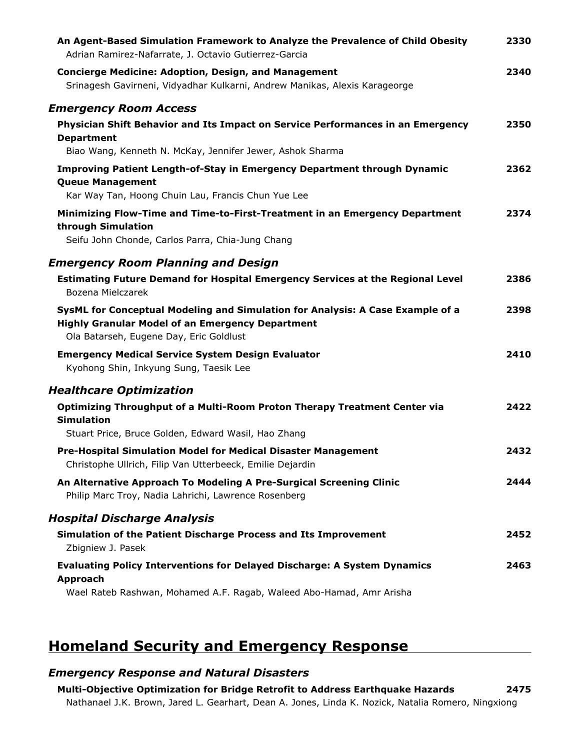**An Agent-Based Simulation Framework to Analyze the Prevalence of Child Obesity** 2330
Adrian Ramirez-Nafarrate, J. Octavio Gutierrez-Garcia

**Concierge Medicine: Adoption, Design, and Management** 2340
Srinagesh Gavirneni, Vidyadhar Kulkarni, Andrew Manikas, Alexis Karageorge

### *Emergency Room Access*

**Physician Shift Behavior and Its Impact on Service Performances in an Emergency Department** 2350
Biao Wang, Kenneth N. McKay, Jennifer Jewer, Ashok Sharma

**Improving Patient Length-of-Stay in Emergency Department through Dynamic Queue Management** 2362
Kar Way Tan, Hoong Chuin Lau, Francis Chun Yue Lee

**Minimizing Flow-Time and Time-to-First-Treatment in an Emergency Department through Simulation** 2374
Seifu John Chonde, Carlos Parra, Chia-Jung Chang

### *Emergency Room Planning and Design*

**Estimating Future Demand for Hospital Emergency Services at the Regional Level** 2386
Bozena Mielczarek

**SysML for Conceptual Modeling and Simulation for Analysis: A Case Example of a Highly Granular Model of an Emergency Department** 2398
Ola Batarseh, Eugene Day, Eric Goldlust

**Emergency Medical Service System Design Evaluator** 2410
Kyohong Shin, Inkyung Sung, Taesik Lee

### *Healthcare Optimization*

**Optimizing Throughput of a Multi-Room Proton Therapy Treatment Center via Simulation** 2422
Stuart Price, Bruce Golden, Edward Wasil, Hao Zhang

**Pre-Hospital Simulation Model for Medical Disaster Management** 2432
Christophe Ullrich, Filip Van Utterbeeck, Emilie Dejardin

**An Alternative Approach To Modeling A Pre-Surgical Screening Clinic** 2444
Philip Marc Troy, Nadia Lahrichi, Lawrence Rosenberg

### *Hospital Discharge Analysis*

**Simulation of the Patient Discharge Process and Its Improvement** 2452
Zbigniew J. Pasek

**Evaluating Policy Interventions for Delayed Discharge: A System Dynamics Approach** 2463
Wael Rateb Rashwan, Mohamed A.F. Ragab, Waleed Abo-Hamad, Amr Arisha

## Homeland Security and Emergency Response

### *Emergency Response and Natural Disasters*

**Multi-Objective Optimization for Bridge Retrofit to Address Earthquake Hazards** 2475
Nathanael J.K. Brown, Jared L. Gearhart, Dean A. Jones, Linda K. Nozick, Natalia Romero, Ningxiong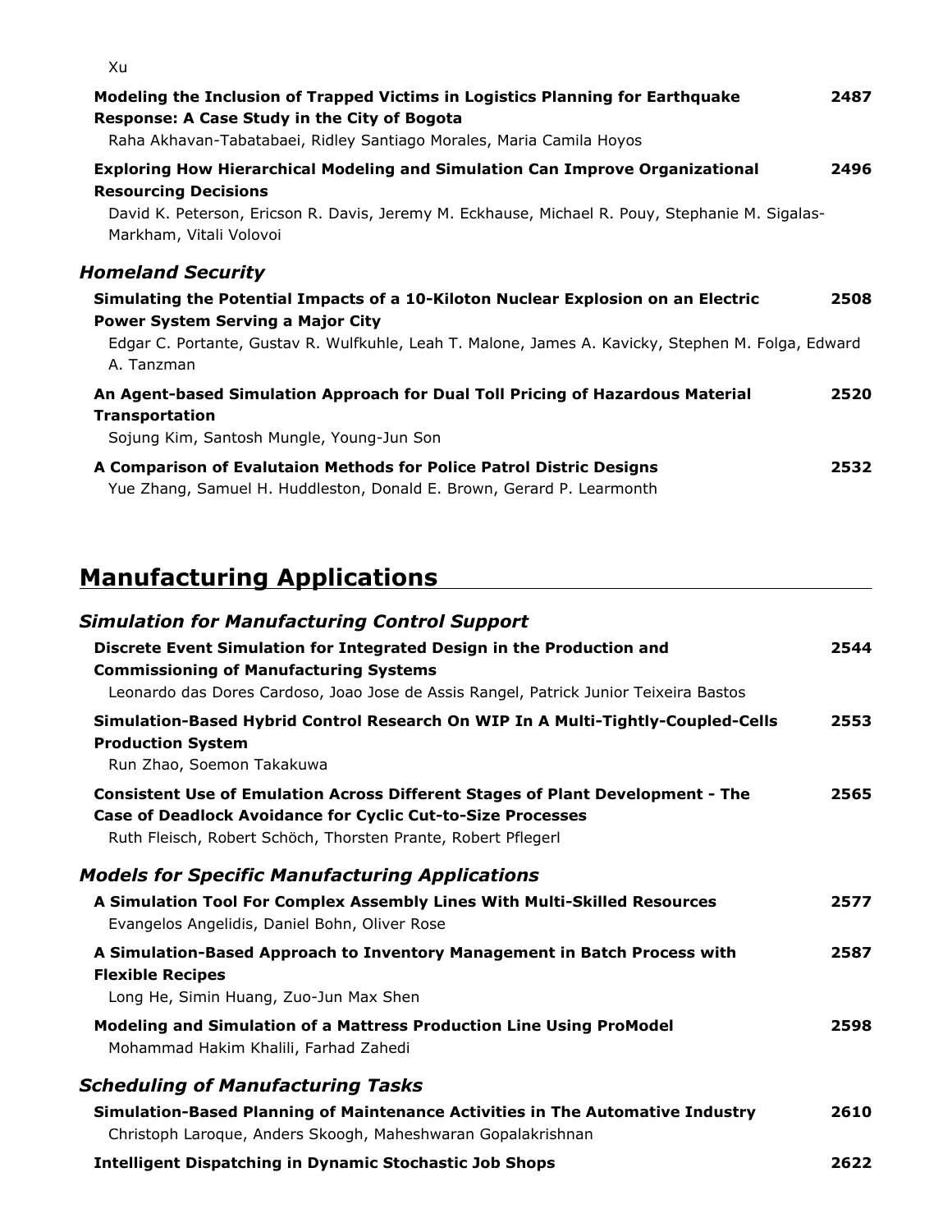Xu

**Modeling the Inclusion of Trapped Victims in Logistics Planning for Earthquake Response: A Case Study in the City of Bogota** 2487
Raha Akhavan-Tabatabaei, Ridley Santiago Morales, Maria Camila Hoyos

**Exploring How Hierarchical Modeling and Simulation Can Improve Organizational Resourcing Decisions** 2496
David K. Peterson, Ericson R. Davis, Jeremy M. Eckhause, Michael R. Pouy, Stephanie M. Sigalas-Markham, Vitali Volovoi

### *Homeland Security*

**Simulating the Potential Impacts of a 10-Kiloton Nuclear Explosion on an Electric Power System Serving a Major City** 2508
Edgar C. Portante, Gustav R. Wulfkuhle, Leah T. Malone, James A. Kavicky, Stephen M. Folga, Edward A. Tanzman

**An Agent-based Simulation Approach for Dual Toll Pricing of Hazardous Material Transportation** 2520
Sojung Kim, Santosh Mungle, Young-Jun Son

**A Comparison of Evalutaion Methods for Police Patrol Distric Designs** 2532
Yue Zhang, Samuel H. Huddleston, Donald E. Brown, Gerard P. Learmonth

## Manufacturing Applications

### *Simulation for Manufacturing Control Support*

**Discrete Event Simulation for Integrated Design in the Production and Commissioning of Manufacturing Systems** 2544
Leonardo das Dores Cardoso, Joao Jose de Assis Rangel, Patrick Junior Teixeira Bastos

**Simulation-Based Hybrid Control Research On WIP In A Multi-Tightly-Coupled-Cells Production System** 2553
Run Zhao, Soemon Takakuwa

**Consistent Use of Emulation Across Different Stages of Plant Development - The Case of Deadlock Avoidance for Cyclic Cut-to-Size Processes** 2565
Ruth Fleisch, Robert Schöch, Thorsten Prante, Robert Pflegerl

### *Models for Specific Manufacturing Applications*

**A Simulation Tool For Complex Assembly Lines With Multi-Skilled Resources** 2577
Evangelos Angelidis, Daniel Bohn, Oliver Rose

**A Simulation-Based Approach to Inventory Management in Batch Process with Flexible Recipes** 2587
Long He, Simin Huang, Zuo-Jun Max Shen

**Modeling and Simulation of a Mattress Production Line Using ProModel** 2598
Mohammad Hakim Khalili, Farhad Zahedi

### *Scheduling of Manufacturing Tasks*

**Simulation-Based Planning of Maintenance Activities in The Automative Industry** 2610
Christoph Laroque, Anders Skoogh, Maheshwaran Gopalakrishnan

**Intelligent Dispatching in Dynamic Stochastic Job Shops** 2622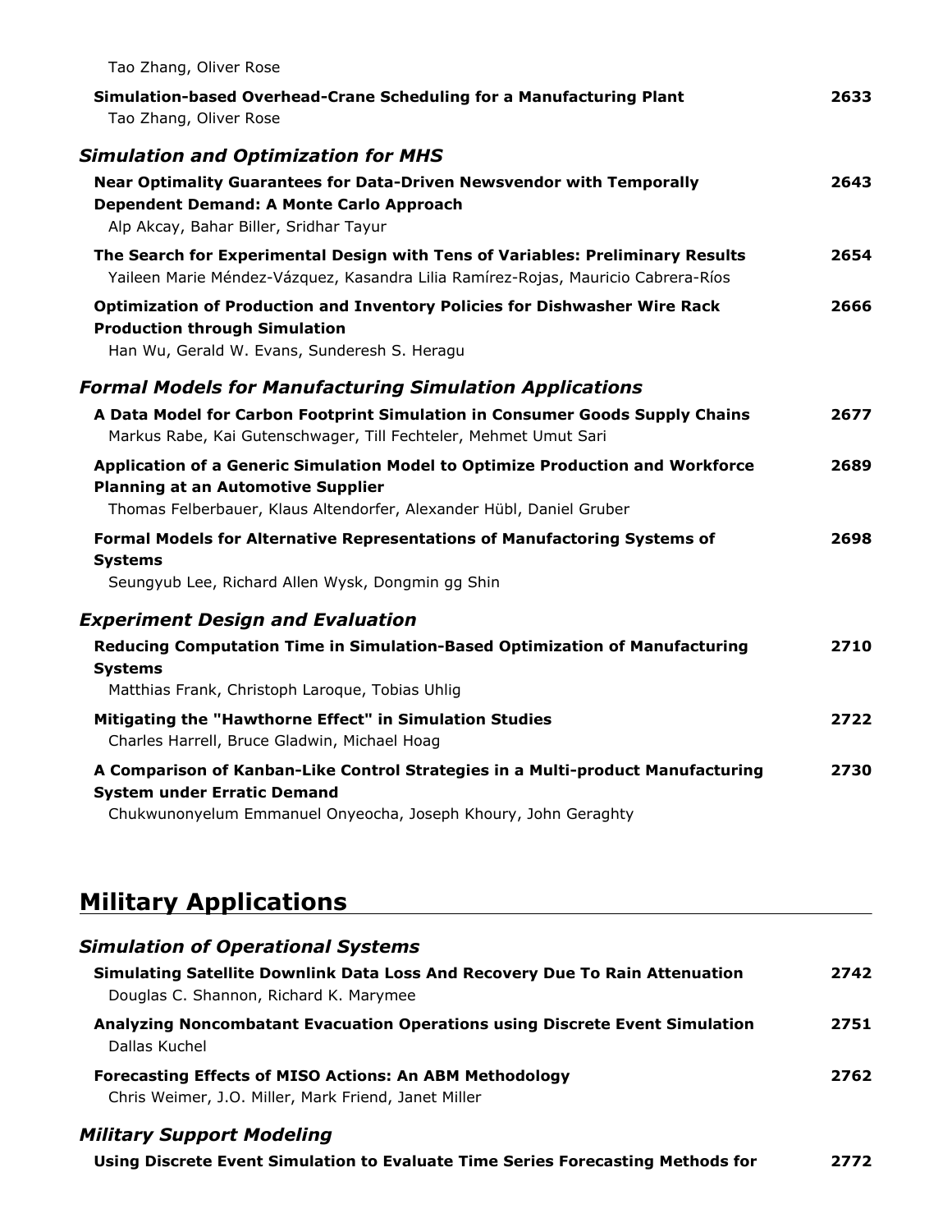Tao Zhang, Oliver Rose

**Simulation-based Overhead-Crane Scheduling for a Manufacturing Plant** 2633
Tao Zhang, Oliver Rose

### *Simulation and Optimization for MHS*

**Near Optimality Guarantees for Data-Driven Newsvendor with Temporally Dependent Demand: A Monte Carlo Approach** 2643
Alp Akcay, Bahar Biller, Sridhar Tayur

**The Search for Experimental Design with Tens of Variables: Preliminary Results** 2654
Yaileen Marie Méndez-Vázquez, Kasandra Lilia Ramírez-Rojas, Mauricio Cabrera-Ríos

**Optimization of Production and Inventory Policies for Dishwasher Wire Rack Production through Simulation** 2666
Han Wu, Gerald W. Evans, Sunderesh S. Heragu

### *Formal Models for Manufacturing Simulation Applications*

**A Data Model for Carbon Footprint Simulation in Consumer Goods Supply Chains** 2677
Markus Rabe, Kai Gutenschwager, Till Fechteler, Mehmet Umut Sari

**Application of a Generic Simulation Model to Optimize Production and Workforce Planning at an Automotive Supplier** 2689
Thomas Felberbauer, Klaus Altendorfer, Alexander Hübl, Daniel Gruber

**Formal Models for Alternative Representations of Manufactoring Systems of Systems** 2698
Seungyub Lee, Richard Allen Wysk, Dongmin gg Shin

### *Experiment Design and Evaluation*

**Reducing Computation Time in Simulation-Based Optimization of Manufacturing Systems** 2710
Matthias Frank, Christoph Laroque, Tobias Uhlig

**Mitigating the "Hawthorne Effect" in Simulation Studies** 2722
Charles Harrell, Bruce Gladwin, Michael Hoag

**A Comparison of Kanban-Like Control Strategies in a Multi-product Manufacturing System under Erratic Demand** 2730
Chukwunonyelum Emmanuel Onyeocha, Joseph Khoury, John Geraghty

## Military Applications

### *Simulation of Operational Systems*

**Simulating Satellite Downlink Data Loss And Recovery Due To Rain Attenuation** 2742
Douglas C. Shannon, Richard K. Marymee

**Analyzing Noncombatant Evacuation Operations using Discrete Event Simulation** 2751
Dallas Kuchel

**Forecasting Effects of MISO Actions: An ABM Methodology** 2762
Chris Weimer, J.O. Miller, Mark Friend, Janet Miller

### *Military Support Modeling*

**Using Discrete Event Simulation to Evaluate Time Series Forecasting Methods for** 2772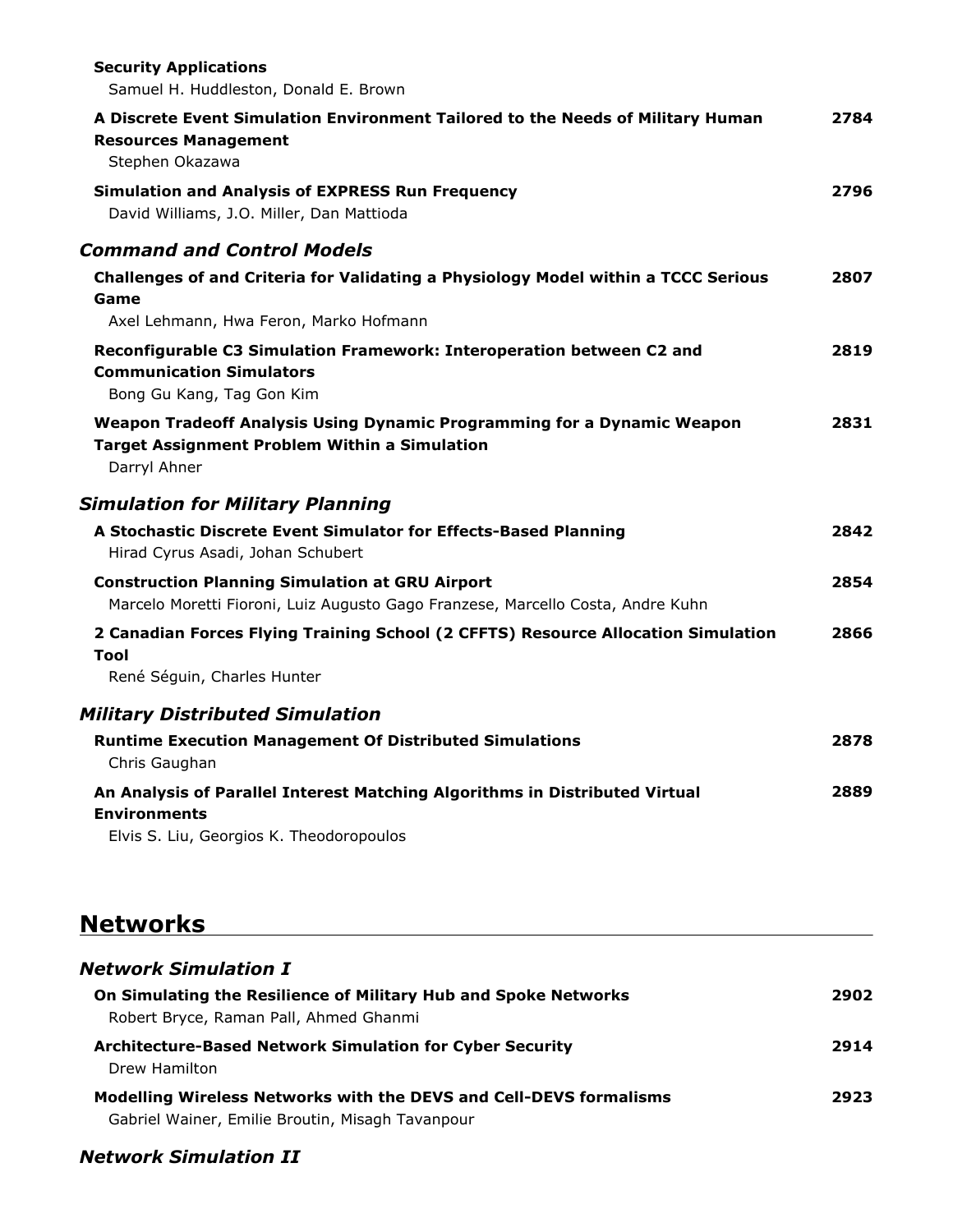**Security Applications**
Samuel H. Huddleston, Donald E. Brown

**A Discrete Event Simulation Environment Tailored to the Needs of Military Human Resources Management** 2784
Stephen Okazawa

**Simulation and Analysis of EXPRESS Run Frequency** 2796
David Williams, J.O. Miller, Dan Mattioda

### *Command and Control Models*

**Challenges of and Criteria for Validating a Physiology Model within a TCCC Serious Game** 2807
Axel Lehmann, Hwa Feron, Marko Hofmann

**Reconfigurable C3 Simulation Framework: Interoperation between C2 and Communication Simulators** 2819
Bong Gu Kang, Tag Gon Kim

**Weapon Tradeoff Analysis Using Dynamic Programming for a Dynamic Weapon Target Assignment Problem Within a Simulation** 2831
Darryl Ahner

### *Simulation for Military Planning*

**A Stochastic Discrete Event Simulator for Effects-Based Planning** 2842
Hirad Cyrus Asadi, Johan Schubert

**Construction Planning Simulation at GRU Airport** 2854
Marcelo Moretti Fioroni, Luiz Augusto Gago Franzese, Marcello Costa, Andre Kuhn

**2 Canadian Forces Flying Training School (2 CFFTS) Resource Allocation Simulation Tool** 2866
René Séguin, Charles Hunter

### *Military Distributed Simulation*

**Runtime Execution Management Of Distributed Simulations** 2878
Chris Gaughan

**An Analysis of Parallel Interest Matching Algorithms in Distributed Virtual Environments** 2889
Elvis S. Liu, Georgios K. Theodoropoulos

## Networks

### *Network Simulation I*

**On Simulating the Resilience of Military Hub and Spoke Networks** 2902
Robert Bryce, Raman Pall, Ahmed Ghanmi

**Architecture-Based Network Simulation for Cyber Security** 2914
Drew Hamilton

**Modelling Wireless Networks with the DEVS and Cell-DEVS formalisms** 2923
Gabriel Wainer, Emilie Broutin, Misagh Tavanpour

### *Network Simulation II*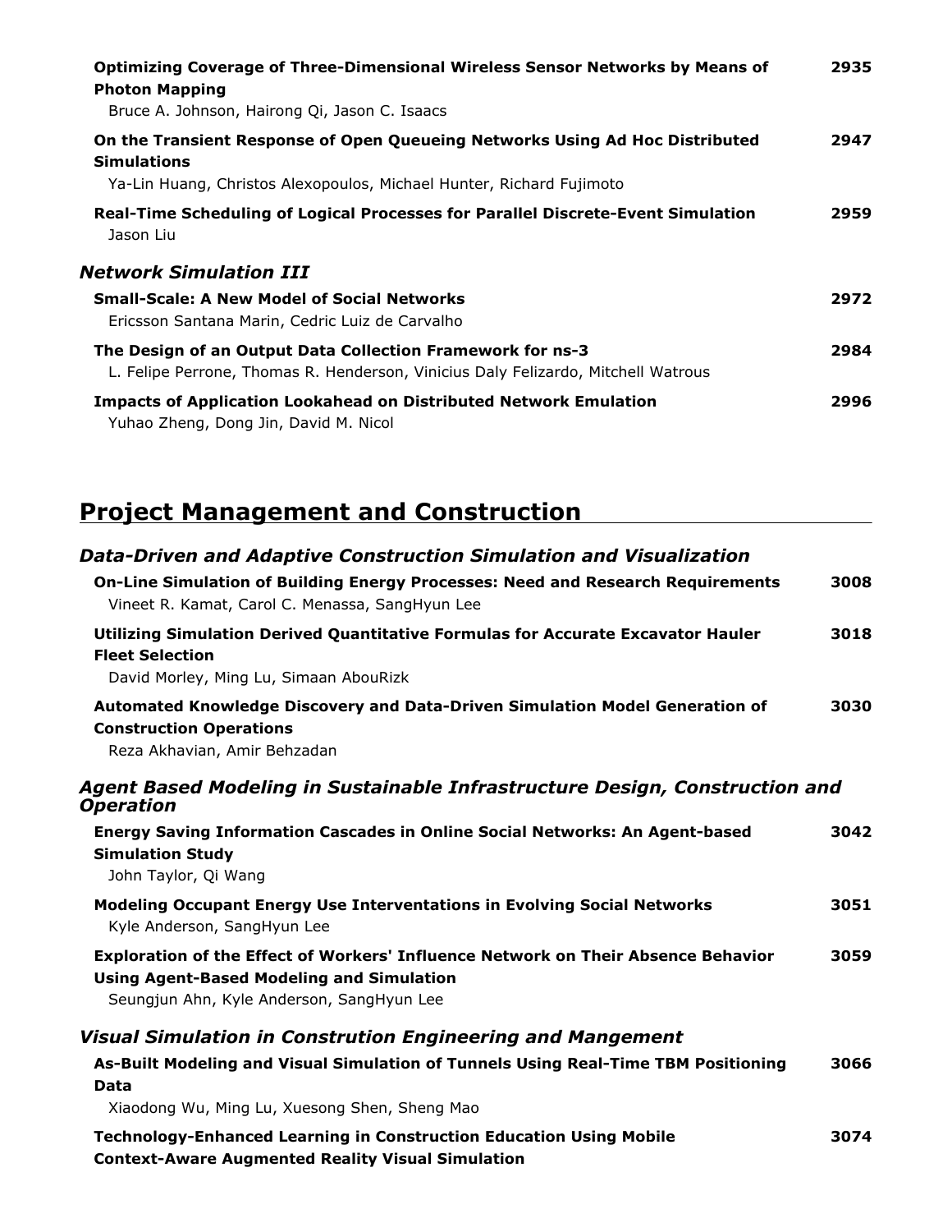**Optimizing Coverage of Three-Dimensional Wireless Sensor Networks by Means of Photon Mapping** — 2935
Bruce A. Johnson, Hairong Qi, Jason C. Isaacs

**On the Transient Response of Open Queueing Networks Using Ad Hoc Distributed Simulations** — 2947
Ya-Lin Huang, Christos Alexopoulos, Michael Hunter, Richard Fujimoto

**Real-Time Scheduling of Logical Processes for Parallel Discrete-Event Simulation** — 2959
Jason Liu

### *Network Simulation III*

**Small-Scale: A New Model of Social Networks** — 2972
Ericsson Santana Marin, Cedric Luiz de Carvalho

**The Design of an Output Data Collection Framework for ns-3** — 2984
L. Felipe Perrone, Thomas R. Henderson, Vinicius Daly Felizardo, Mitchell Watrous

**Impacts of Application Lookahead on Distributed Network Emulation** — 2996
Yuhao Zheng, Dong Jin, David M. Nicol

## Project Management and Construction

### *Data-Driven and Adaptive Construction Simulation and Visualization*

**On-Line Simulation of Building Energy Processes: Need and Research Requirements** — 3008
Vineet R. Kamat, Carol C. Menassa, SangHyun Lee

**Utilizing Simulation Derived Quantitative Formulas for Accurate Excavator Hauler Fleet Selection** — 3018
David Morley, Ming Lu, Simaan AbouRizk

**Automated Knowledge Discovery and Data-Driven Simulation Model Generation of Construction Operations** — 3030
Reza Akhavian, Amir Behzadan

### *Agent Based Modeling in Sustainable Infrastructure Design, Construction and Operation*

**Energy Saving Information Cascades in Online Social Networks: An Agent-based Simulation Study** — 3042
John Taylor, Qi Wang

**Modeling Occupant Energy Use Interventations in Evolving Social Networks** — 3051
Kyle Anderson, SangHyun Lee

**Exploration of the Effect of Workers' Influence Network on Their Absence Behavior Using Agent-Based Modeling and Simulation** — 3059
Seungjun Ahn, Kyle Anderson, SangHyun Lee

### *Visual Simulation in Constrution Engineering and Mangement*

**As-Built Modeling and Visual Simulation of Tunnels Using Real-Time TBM Positioning Data** — 3066
Xiaodong Wu, Ming Lu, Xuesong Shen, Sheng Mao

**Technology-Enhanced Learning in Construction Education Using Mobile Context-Aware Augmented Reality Visual Simulation** — 3074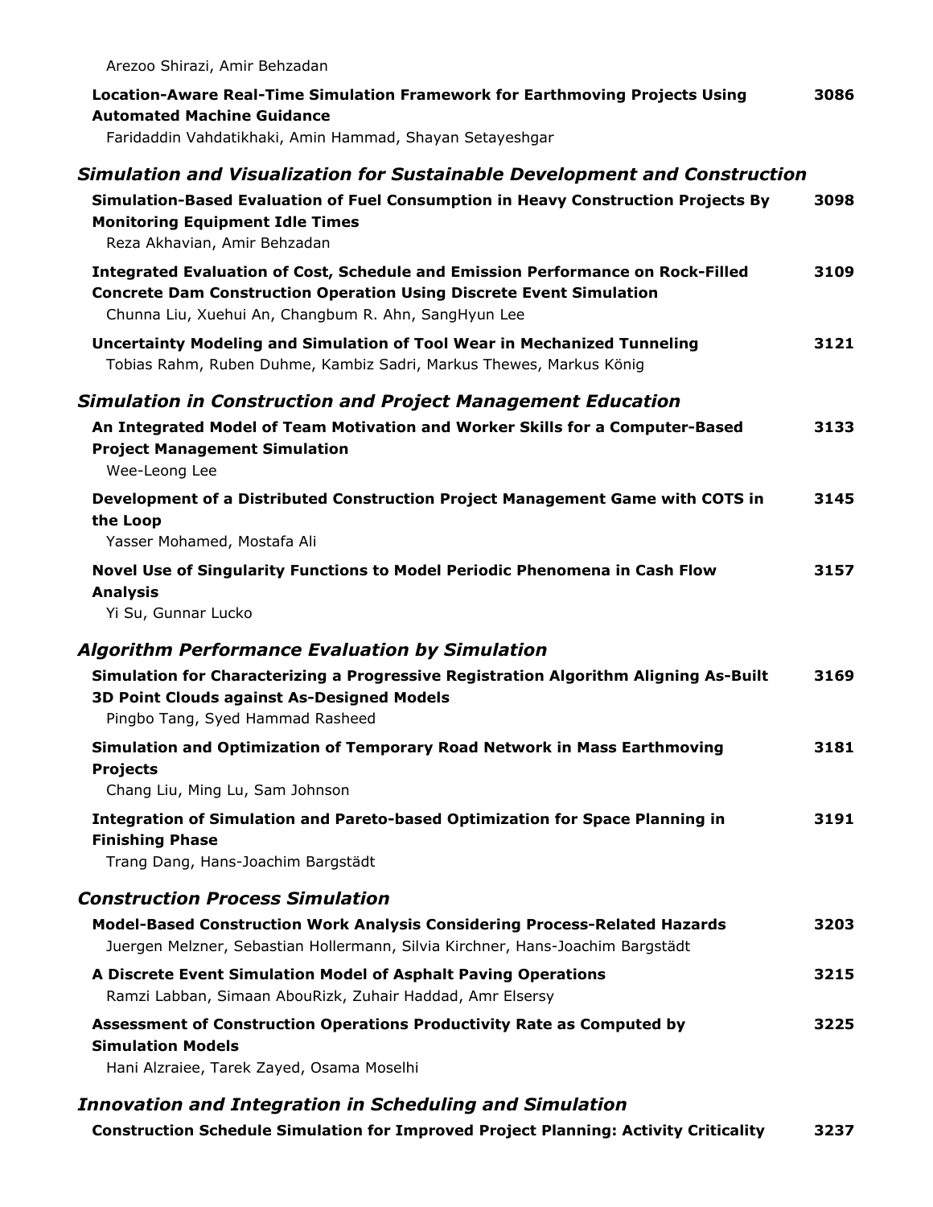Arezoo Shirazi, Amir Behzadan

**Location-Aware Real-Time Simulation Framework for Earthmoving Projects Using Automated Machine Guidance** 3086
Faridaddin Vahdatikhaki, Amin Hammad, Shayan Setayeshgar

## *Simulation and Visualization for Sustainable Development and Construction*

**Simulation-Based Evaluation of Fuel Consumption in Heavy Construction Projects By Monitoring Equipment Idle Times** 3098
Reza Akhavian, Amir Behzadan

**Integrated Evaluation of Cost, Schedule and Emission Performance on Rock-Filled Concrete Dam Construction Operation Using Discrete Event Simulation** 3109
Chunna Liu, Xuehui An, Changbum R. Ahn, SangHyun Lee

**Uncertainty Modeling and Simulation of Tool Wear in Mechanized Tunneling** 3121
Tobias Rahm, Ruben Duhme, Kambiz Sadri, Markus Thewes, Markus König

## *Simulation in Construction and Project Management Education*

**An Integrated Model of Team Motivation and Worker Skills for a Computer-Based Project Management Simulation** 3133
Wee-Leong Lee

**Development of a Distributed Construction Project Management Game with COTS in the Loop** 3145
Yasser Mohamed, Mostafa Ali

**Novel Use of Singularity Functions to Model Periodic Phenomena in Cash Flow Analysis** 3157
Yi Su, Gunnar Lucko

## *Algorithm Performance Evaluation by Simulation*

**Simulation for Characterizing a Progressive Registration Algorithm Aligning As-Built 3D Point Clouds against As-Designed Models** 3169
Pingbo Tang, Syed Hammad Rasheed

**Simulation and Optimization of Temporary Road Network in Mass Earthmoving Projects** 3181
Chang Liu, Ming Lu, Sam Johnson

**Integration of Simulation and Pareto-based Optimization for Space Planning in Finishing Phase** 3191
Trang Dang, Hans-Joachim Bargstädt

## *Construction Process Simulation*

**Model-Based Construction Work Analysis Considering Process-Related Hazards** 3203
Juergen Melzner, Sebastian Hollermann, Silvia Kirchner, Hans-Joachim Bargstädt

**A Discrete Event Simulation Model of Asphalt Paving Operations** 3215
Ramzi Labban, Simaan AbouRizk, Zuhair Haddad, Amr Elsersy

**Assessment of Construction Operations Productivity Rate as Computed by Simulation Models** 3225
Hani Alzraiee, Tarek Zayed, Osama Moselhi

## *Innovation and Integration in Scheduling and Simulation*

**Construction Schedule Simulation for Improved Project Planning: Activity Criticality** 3237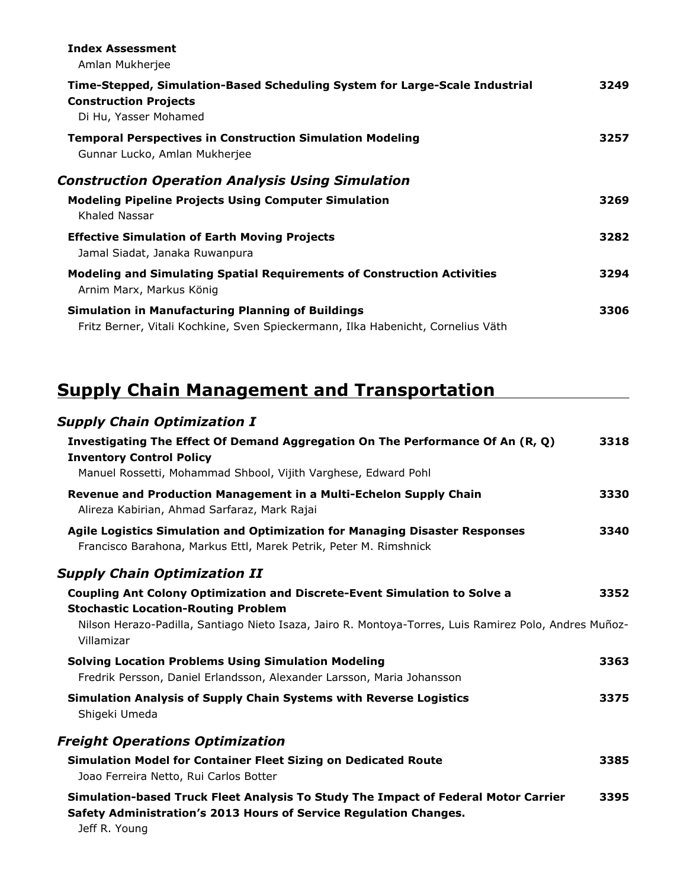**Index Assessment**
Amlan Mukherjee

**Time-Stepped, Simulation-Based Scheduling System for Large-Scale Industrial Construction Projects** 3249
Di Hu, Yasser Mohamed

**Temporal Perspectives in Construction Simulation Modeling** 3257
Gunnar Lucko, Amlan Mukherjee

### *Construction Operation Analysis Using Simulation*

**Modeling Pipeline Projects Using Computer Simulation** 3269
Khaled Nassar

**Effective Simulation of Earth Moving Projects** 3282
Jamal Siadat, Janaka Ruwanpura

**Modeling and Simulating Spatial Requirements of Construction Activities** 3294
Arnim Marx, Markus König

**Simulation in Manufacturing Planning of Buildings** 3306
Fritz Berner, Vitali Kochkine, Sven Spieckermann, Ilka Habenicht, Cornelius Väth

## Supply Chain Management and Transportation

### *Supply Chain Optimization I*

**Investigating The Effect Of Demand Aggregation On The Performance Of An (R, Q) Inventory Control Policy** 3318
Manuel Rossetti, Mohammad Shbool, Vijith Varghese, Edward Pohl

**Revenue and Production Management in a Multi-Echelon Supply Chain** 3330
Alireza Kabirian, Ahmad Sarfaraz, Mark Rajai

**Agile Logistics Simulation and Optimization for Managing Disaster Responses** 3340
Francisco Barahona, Markus Ettl, Marek Petrik, Peter M. Rimshnick

### *Supply Chain Optimization II*

**Coupling Ant Colony Optimization and Discrete-Event Simulation to Solve a Stochastic Location-Routing Problem** 3352
Nilson Herazo-Padilla, Santiago Nieto Isaza, Jairo R. Montoya-Torres, Luis Ramirez Polo, Andres Muñoz-Villamizar

**Solving Location Problems Using Simulation Modeling** 3363
Fredrik Persson, Daniel Erlandsson, Alexander Larsson, Maria Johansson

**Simulation Analysis of Supply Chain Systems with Reverse Logistics** 3375
Shigeki Umeda

### *Freight Operations Optimization*

**Simulation Model for Container Fleet Sizing on Dedicated Route** 3385
Joao Ferreira Netto, Rui Carlos Botter

**Simulation-based Truck Fleet Analysis To Study The Impact of Federal Motor Carrier Safety Administration's 2013 Hours of Service Regulation Changes.** 3395
Jeff R. Young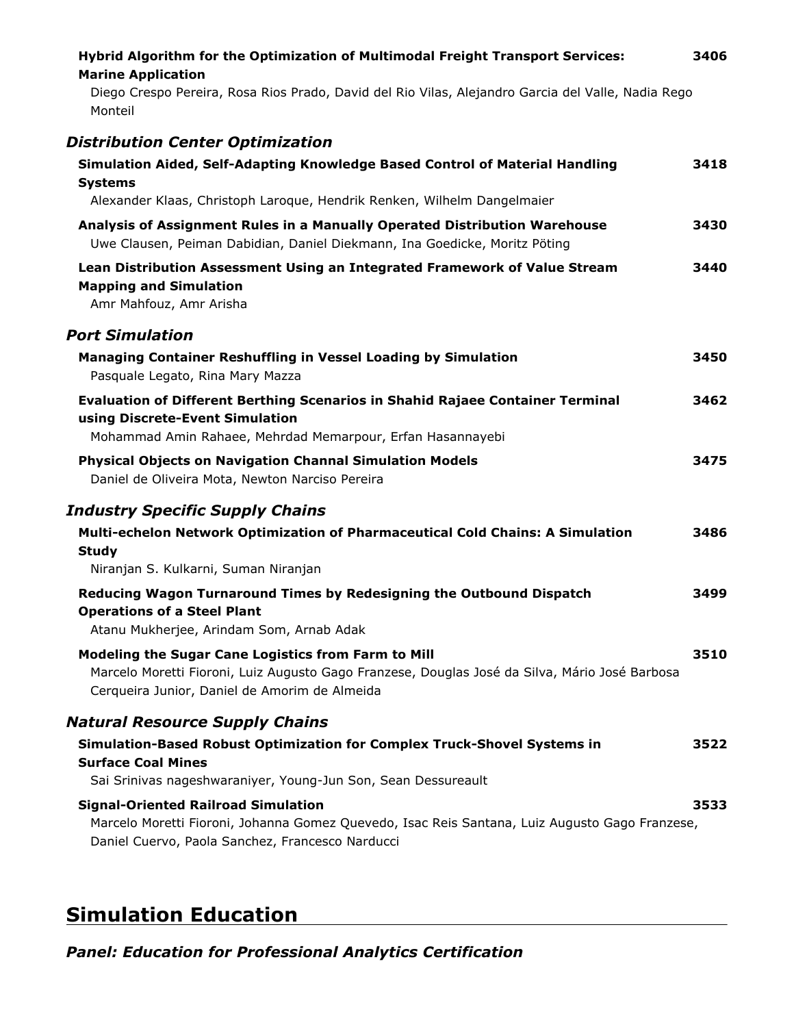**Hybrid Algorithm for the Optimization of Multimodal Freight Transport Services: Marine Application** 3406
Diego Crespo Pereira, Rosa Rios Prado, David del Rio Vilas, Alejandro Garcia del Valle, Nadia Rego Monteil

### *Distribution Center Optimization*

**Simulation Aided, Self-Adapting Knowledge Based Control of Material Handling Systems** 3418
Alexander Klaas, Christoph Laroque, Hendrik Renken, Wilhelm Dangelmaier

**Analysis of Assignment Rules in a Manually Operated Distribution Warehouse** 3430
Uwe Clausen, Peiman Dabidian, Daniel Diekmann, Ina Goedicke, Moritz Pöting

**Lean Distribution Assessment Using an Integrated Framework of Value Stream Mapping and Simulation** 3440
Amr Mahfouz, Amr Arisha

### *Port Simulation*

**Managing Container Reshuffling in Vessel Loading by Simulation** 3450
Pasquale Legato, Rina Mary Mazza

**Evaluation of Different Berthing Scenarios in Shahid Rajaee Container Terminal using Discrete-Event Simulation** 3462
Mohammad Amin Rahaee, Mehrdad Memarpour, Erfan Hasannayebi

**Physical Objects on Navigation Channal Simulation Models** 3475
Daniel de Oliveira Mota, Newton Narciso Pereira

### *Industry Specific Supply Chains*

**Multi-echelon Network Optimization of Pharmaceutical Cold Chains: A Simulation Study** 3486
Niranjan S. Kulkarni, Suman Niranjan

**Reducing Wagon Turnaround Times by Redesigning the Outbound Dispatch Operations of a Steel Plant** 3499
Atanu Mukherjee, Arindam Som, Arnab Adak

**Modeling the Sugar Cane Logistics from Farm to Mill** 3510
Marcelo Moretti Fioroni, Luiz Augusto Gago Franzese, Douglas José da Silva, Mário José Barbosa Cerqueira Junior, Daniel de Amorim de Almeida

### *Natural Resource Supply Chains*

**Simulation-Based Robust Optimization for Complex Truck-Shovel Systems in Surface Coal Mines** 3522
Sai Srinivas nageshwaraniyer, Young-Jun Son, Sean Dessureault

**Signal-Oriented Railroad Simulation** 3533
Marcelo Moretti Fioroni, Johanna Gomez Quevedo, Isac Reis Santana, Luiz Augusto Gago Franzese, Daniel Cuervo, Paola Sanchez, Francesco Narducci

## Simulation Education

### *Panel: Education for Professional Analytics Certification*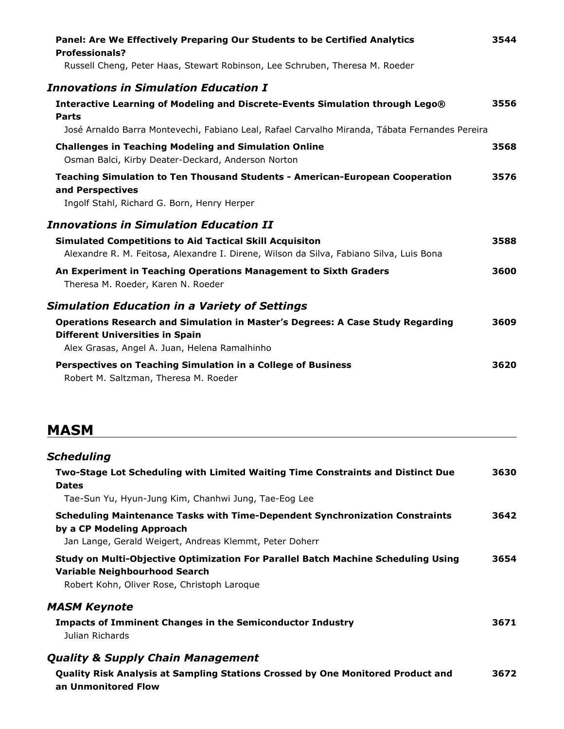**Panel: Are We Effectively Preparing Our Students to be Certified Analytics Professionals?** 3544
Russell Cheng, Peter Haas, Stewart Robinson, Lee Schruben, Theresa M. Roeder

### *Innovations in Simulation Education I*

**Interactive Learning of Modeling and Discrete-Events Simulation through Lego® Parts** 3556
José Arnaldo Barra Montevechi, Fabiano Leal, Rafael Carvalho Miranda, Tábata Fernandes Pereira

**Challenges in Teaching Modeling and Simulation Online** 3568
Osman Balci, Kirby Deater-Deckard, Anderson Norton

**Teaching Simulation to Ten Thousand Students - American-European Cooperation and Perspectives** 3576
Ingolf Stahl, Richard G. Born, Henry Herper

### *Innovations in Simulation Education II*

**Simulated Competitions to Aid Tactical Skill Acquisiton** 3588
Alexandre R. M. Feitosa, Alexandre I. Direne, Wilson da Silva, Fabiano Silva, Luis Bona

**An Experiment in Teaching Operations Management to Sixth Graders** 3600
Theresa M. Roeder, Karen N. Roeder

### *Simulation Education in a Variety of Settings*

**Operations Research and Simulation in Master's Degrees: A Case Study Regarding Different Universities in Spain** 3609
Alex Grasas, Angel A. Juan, Helena Ramalhinho

**Perspectives on Teaching Simulation in a College of Business** 3620
Robert M. Saltzman, Theresa M. Roeder

## MASM

### *Scheduling*

**Two-Stage Lot Scheduling with Limited Waiting Time Constraints and Distinct Due Dates** 3630
Tae-Sun Yu, Hyun-Jung Kim, Chanhwi Jung, Tae-Eog Lee

**Scheduling Maintenance Tasks with Time-Dependent Synchronization Constraints by a CP Modeling Approach** 3642
Jan Lange, Gerald Weigert, Andreas Klemmt, Peter Doherr

**Study on Multi-Objective Optimization For Parallel Batch Machine Scheduling Using Variable Neighbourhood Search** 3654
Robert Kohn, Oliver Rose, Christoph Laroque

### *MASM Keynote*

**Impacts of Imminent Changes in the Semiconductor Industry** 3671
Julian Richards

### *Quality & Supply Chain Management*

**Quality Risk Analysis at Sampling Stations Crossed by One Monitored Product and an Unmonitored Flow** 3672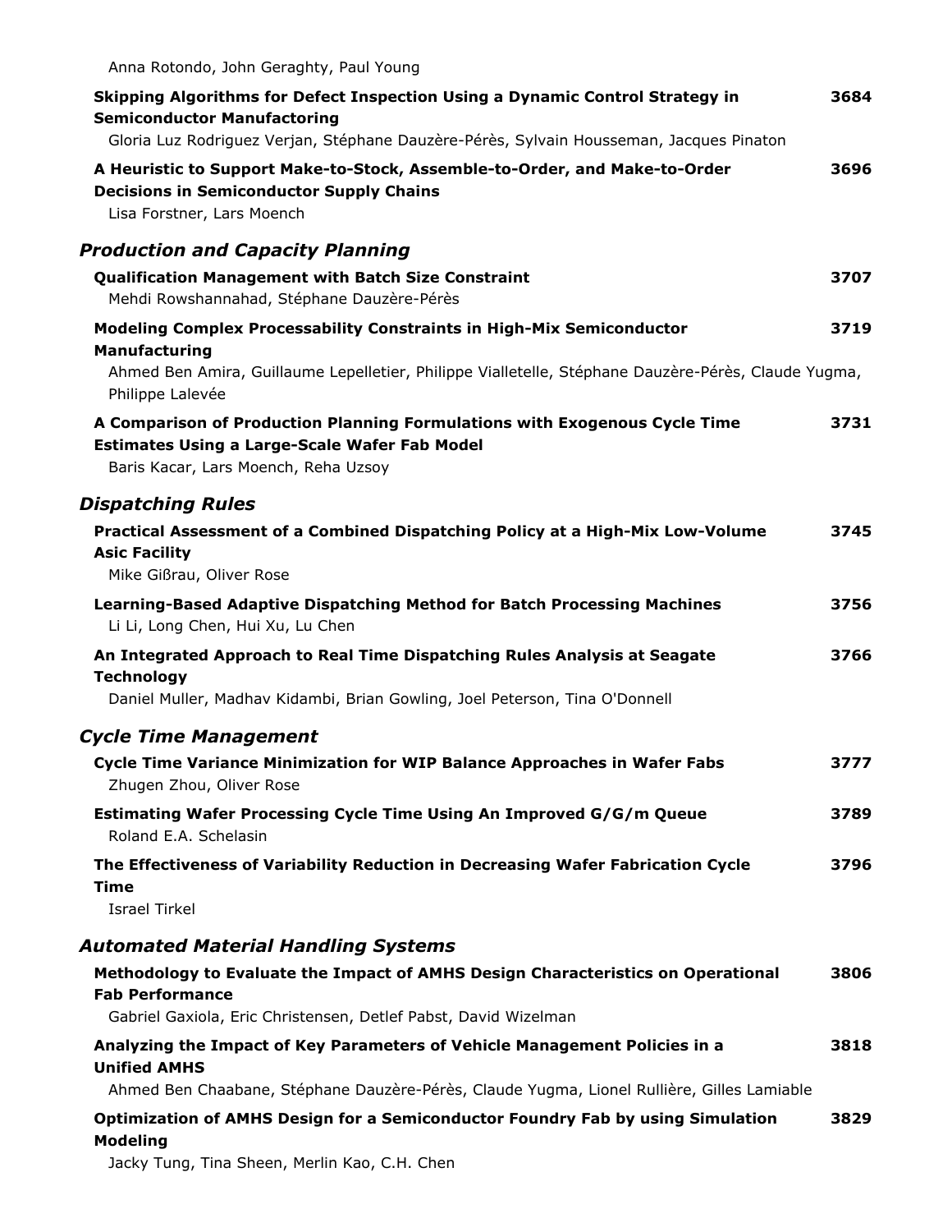Anna Rotondo, John Geraghty, Paul Young

**Skipping Algorithms for Defect Inspection Using a Dynamic Control Strategy in Semiconductor Manufactoring** 3684
Gloria Luz Rodriguez Verjan, Stéphane Dauzère-Pérès, Sylvain Housseman, Jacques Pinaton

**A Heuristic to Support Make-to-Stock, Assemble-to-Order, and Make-to-Order Decisions in Semiconductor Supply Chains** 3696
Lisa Forstner, Lars Moench

## *Production and Capacity Planning*

**Qualification Management with Batch Size Constraint** 3707
Mehdi Rowshannahad, Stéphane Dauzère-Pérès

**Modeling Complex Processability Constraints in High-Mix Semiconductor Manufacturing** 3719
Ahmed Ben Amira, Guillaume Lepelletier, Philippe Vialletelle, Stéphane Dauzère-Pérès, Claude Yugma, Philippe Lalevée

**A Comparison of Production Planning Formulations with Exogenous Cycle Time Estimates Using a Large-Scale Wafer Fab Model** 3731
Baris Kacar, Lars Moench, Reha Uzsoy

## *Dispatching Rules*

**Practical Assessment of a Combined Dispatching Policy at a High-Mix Low-Volume Asic Facility** 3745
Mike Gißrau, Oliver Rose

**Learning-Based Adaptive Dispatching Method for Batch Processing Machines** 3756
Li Li, Long Chen, Hui Xu, Lu Chen

**An Integrated Approach to Real Time Dispatching Rules Analysis at Seagate Technology** 3766
Daniel Muller, Madhav Kidambi, Brian Gowling, Joel Peterson, Tina O'Donnell

## *Cycle Time Management*

**Cycle Time Variance Minimization for WIP Balance Approaches in Wafer Fabs** 3777
Zhugen Zhou, Oliver Rose

**Estimating Wafer Processing Cycle Time Using An Improved G/G/m Queue** 3789
Roland E.A. Schelasin

**The Effectiveness of Variability Reduction in Decreasing Wafer Fabrication Cycle Time** 3796
Israel Tirkel

## *Automated Material Handling Systems*

**Methodology to Evaluate the Impact of AMHS Design Characteristics on Operational Fab Performance** 3806
Gabriel Gaxiola, Eric Christensen, Detlef Pabst, David Wizelman

**Analyzing the Impact of Key Parameters of Vehicle Management Policies in a Unified AMHS** 3818
Ahmed Ben Chaabane, Stéphane Dauzère-Pérès, Claude Yugma, Lionel Rullière, Gilles Lamiable

**Optimization of AMHS Design for a Semiconductor Foundry Fab by using Simulation Modeling** 3829
Jacky Tung, Tina Sheen, Merlin Kao, C.H. Chen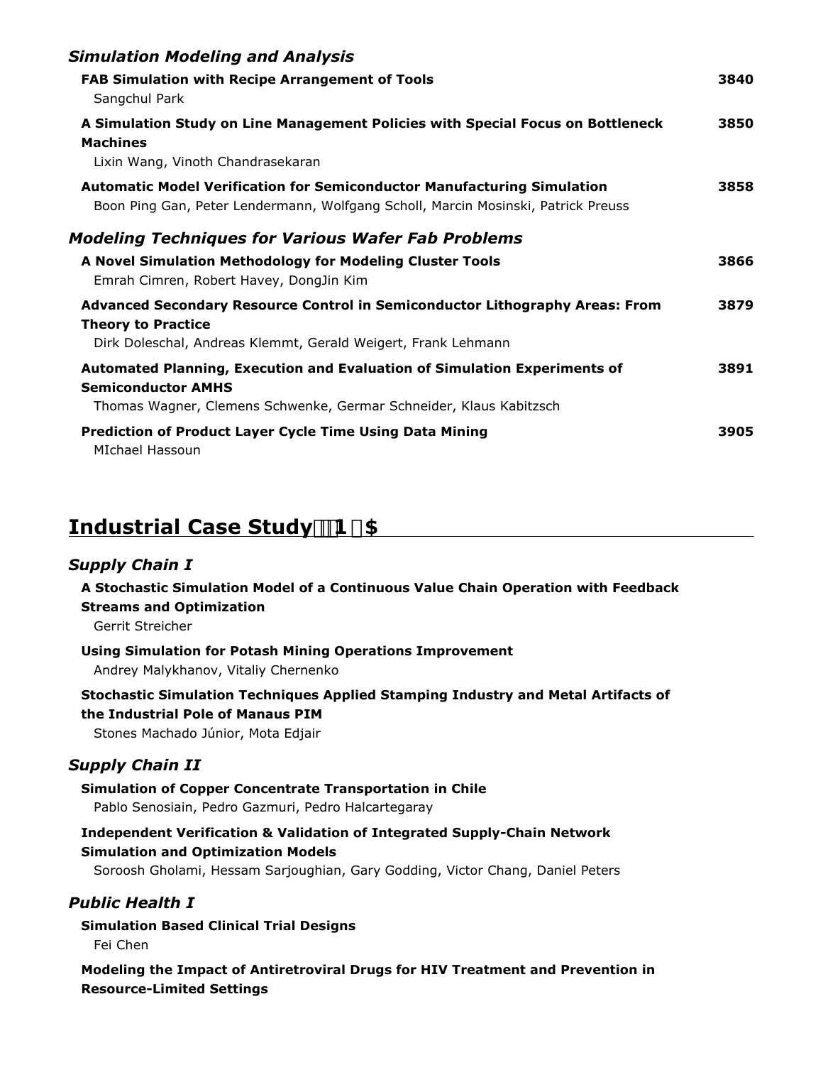### *Simulation Modeling and Analysis*

**FAB Simulation with Recipe Arrangement of Tools** — 3840
Sangchul Park

**A Simulation Study on Line Management Policies with Special Focus on Bottleneck Machines** — 3850
Lixin Wang, Vinoth Chandrasekaran

**Automatic Model Verification for Semiconductor Manufacturing Simulation** — 3858
Boon Ping Gan, Peter Lendermann, Wolfgang Scholl, Marcin Mosinski, Patrick Preuss

### *Modeling Techniques for Various Wafer Fab Problems*

**A Novel Simulation Methodology for Modeling Cluster Tools** — 3866
Emrah Cimren, Robert Havey, DongJin Kim

**Advanced Secondary Resource Control in Semiconductor Lithography Areas: From Theory to Practice** — 3879
Dirk Doleschal, Andreas Klemmt, Gerald Weigert, Frank Lehmann

**Automated Planning, Execution and Evaluation of Simulation Experiments of Semiconductor AMHS** — 3891
Thomas Wagner, Clemens Schwenke, Germar Schneider, Klaus Kabitzsch

**Prediction of Product Layer Cycle Time Using Data Mining** — 3905
MIchael Hassoun

## Industrial Case Study 1 $

### *Supply Chain I*

**A Stochastic Simulation Model of a Continuous Value Chain Operation with Feedback Streams and Optimization**
Gerrit Streicher

**Using Simulation for Potash Mining Operations Improvement**
Andrey Malykhanov, Vitaliy Chernenko

**Stochastic Simulation Techniques Applied Stamping Industry and Metal Artifacts of the Industrial Pole of Manaus PIM**
Stones Machado Júnior, Mota Edjair

### *Supply Chain II*

**Simulation of Copper Concentrate Transportation in Chile**
Pablo Senosiain, Pedro Gazmuri, Pedro Halcartegaray

**Independent Verification & Validation of Integrated Supply-Chain Network Simulation and Optimization Models**
Soroosh Gholami, Hessam Sarjoughian, Gary Godding, Victor Chang, Daniel Peters

### *Public Health I*

**Simulation Based Clinical Trial Designs**
Fei Chen

**Modeling the Impact of Antiretroviral Drugs for HIV Treatment and Prevention in Resource-Limited Settings**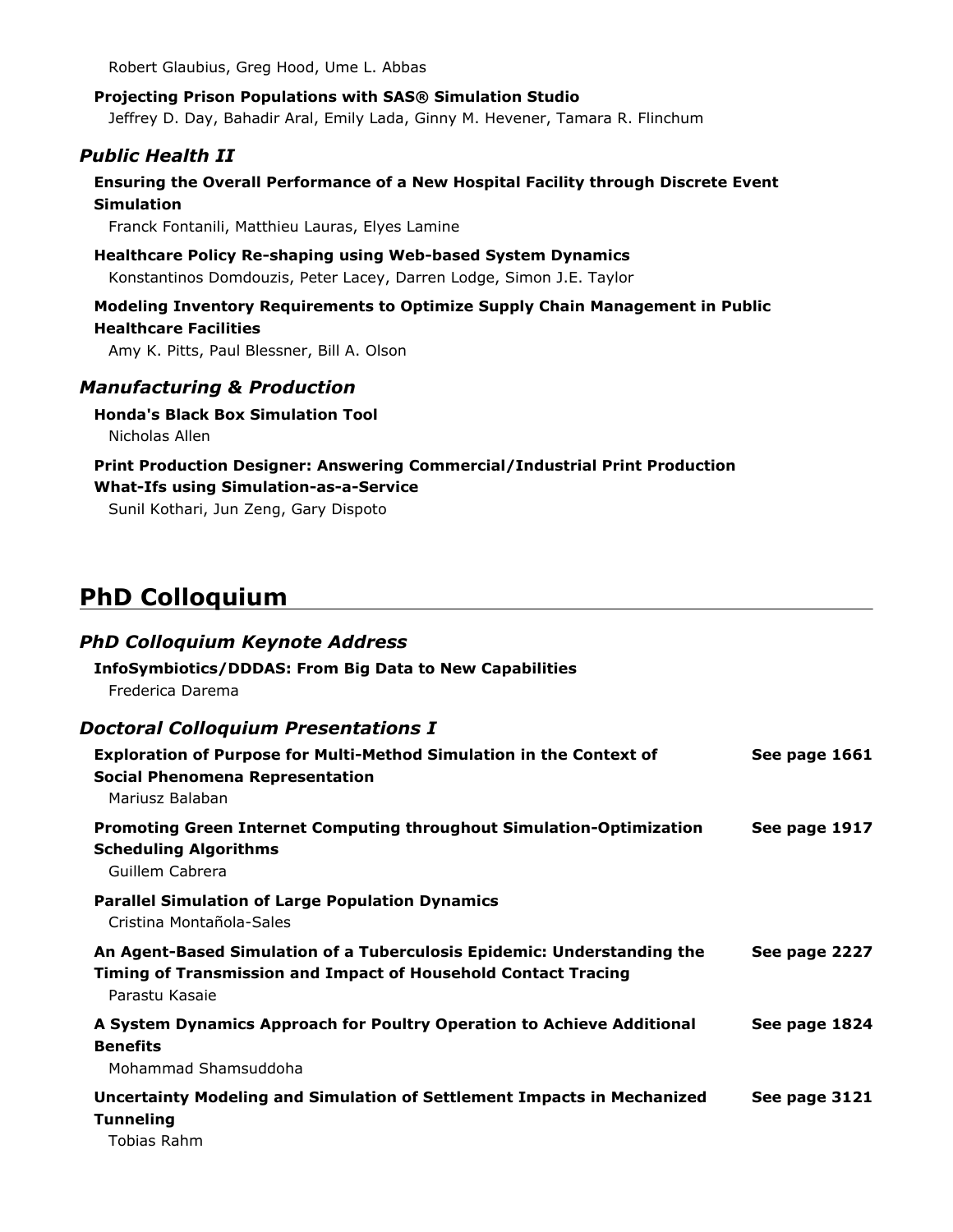Robert Glaubius, Greg Hood, Ume L. Abbas

**Projecting Prison Populations with SAS® Simulation Studio**
Jeffrey D. Day, Bahadir Aral, Emily Lada, Ginny M. Hevener, Tamara R. Flinchum

### *Public Health II*

**Ensuring the Overall Performance of a New Hospital Facility through Discrete Event Simulation**
Franck Fontanili, Matthieu Lauras, Elyes Lamine

**Healthcare Policy Re-shaping using Web-based System Dynamics**
Konstantinos Domdouzis, Peter Lacey, Darren Lodge, Simon J.E. Taylor

**Modeling Inventory Requirements to Optimize Supply Chain Management in Public Healthcare Facilities**
Amy K. Pitts, Paul Blessner, Bill A. Olson

### *Manufacturing & Production*

**Honda's Black Box Simulation Tool**
Nicholas Allen

**Print Production Designer: Answering Commercial/Industrial Print Production What-Ifs using Simulation-as-a-Service**
Sunil Kothari, Jun Zeng, Gary Dispoto

## PhD Colloquium

### *PhD Colloquium Keynote Address*

**InfoSymbiotics/DDDAS: From Big Data to New Capabilities**
Frederica Darema

### *Doctoral Colloquium Presentations I*

**Exploration of Purpose for Multi-Method Simulation in the Context of Social Phenomena Representation** — **See page 1661**
Mariusz Balaban

**Promoting Green Internet Computing throughout Simulation-Optimization Scheduling Algorithms** — **See page 1917**
Guillem Cabrera

**Parallel Simulation of Large Population Dynamics**
Cristina Montañola-Sales

**An Agent-Based Simulation of a Tuberculosis Epidemic: Understanding the Timing of Transmission and Impact of Household Contact Tracing** — **See page 2227**
Parastu Kasaie

**A System Dynamics Approach for Poultry Operation to Achieve Additional Benefits** — **See page 1824**
Mohammad Shamsuddoha

**Uncertainty Modeling and Simulation of Settlement Impacts in Mechanized Tunneling** — **See page 3121**
Tobias Rahm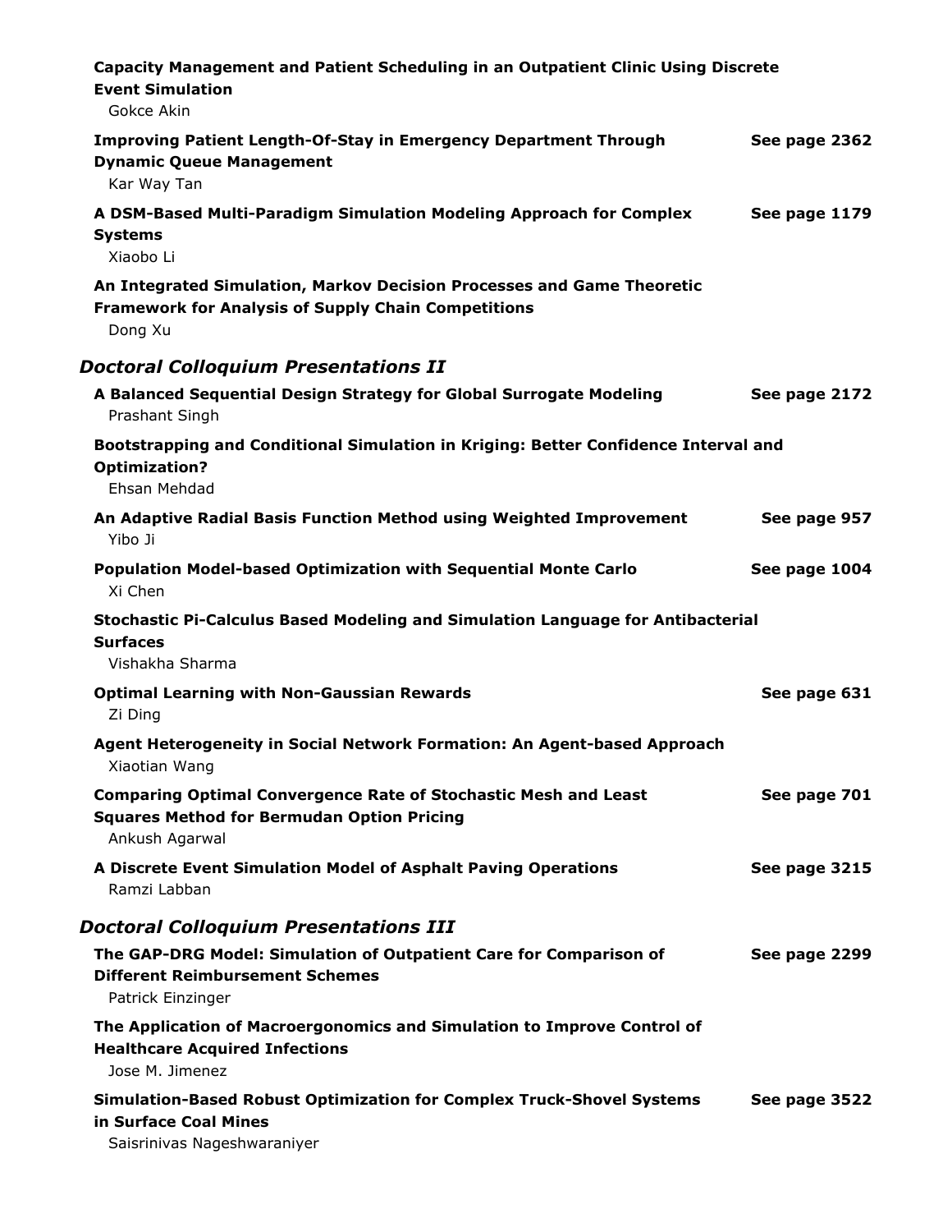**Capacity Management and Patient Scheduling in an Outpatient Clinic Using Discrete Event Simulation**
Gokce Akin

**Improving Patient Length-Of-Stay in Emergency Department Through Dynamic Queue Management** — **See page 2362**
Kar Way Tan

**A DSM-Based Multi-Paradigm Simulation Modeling Approach for Complex Systems** — **See page 1179**
Xiaobo Li

**An Integrated Simulation, Markov Decision Processes and Game Theoretic Framework for Analysis of Supply Chain Competitions**
Dong Xu

## *Doctoral Colloquium Presentations II*

**A Balanced Sequential Design Strategy for Global Surrogate Modeling** — **See page 2172**
Prashant Singh

**Bootstrapping and Conditional Simulation in Kriging: Better Confidence Interval and Optimization?**
Ehsan Mehdad

**An Adaptive Radial Basis Function Method using Weighted Improvement** — **See page 957**
Yibo Ji

**Population Model-based Optimization with Sequential Monte Carlo** — **See page 1004**
Xi Chen

**Stochastic Pi-Calculus Based Modeling and Simulation Language for Antibacterial Surfaces**
Vishakha Sharma

**Optimal Learning with Non-Gaussian Rewards** — **See page 631**
Zi Ding

**Agent Heterogeneity in Social Network Formation: An Agent-based Approach**
Xiaotian Wang

**Comparing Optimal Convergence Rate of Stochastic Mesh and Least Squares Method for Bermudan Option Pricing** — **See page 701**
Ankush Agarwal

**A Discrete Event Simulation Model of Asphalt Paving Operations** — **See page 3215**
Ramzi Labban

## *Doctoral Colloquium Presentations III*

**The GAP-DRG Model: Simulation of Outpatient Care for Comparison of Different Reimbursement Schemes** — **See page 2299**
Patrick Einzinger

**The Application of Macroergonomics and Simulation to Improve Control of Healthcare Acquired Infections**
Jose M. Jimenez

**Simulation-Based Robust Optimization for Complex Truck-Shovel Systems in Surface Coal Mines** — **See page 3522**
Saisrinivas Nageshwaraniyer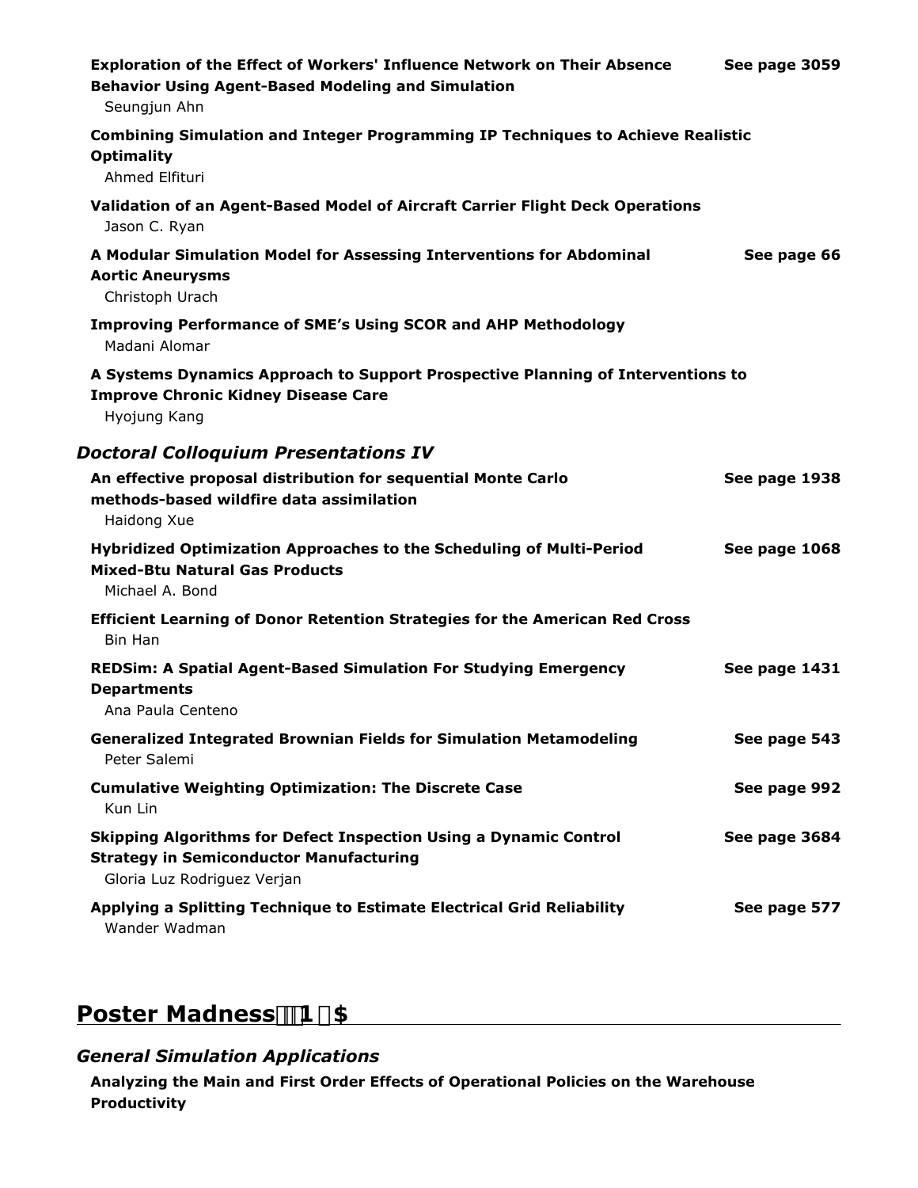**Exploration of the Effect of Workers' Influence Network on Their Absence Behavior Using Agent-Based Modeling and Simulation** — **See page 3059**
Seungjun Ahn

**Combining Simulation and Integer Programming IP Techniques to Achieve Realistic Optimality**
Ahmed Elfituri

**Validation of an Agent-Based Model of Aircraft Carrier Flight Deck Operations**
Jason C. Ryan

**A Modular Simulation Model for Assessing Interventions for Abdominal Aortic Aneurysms** — **See page 66**
Christoph Urach

**Improving Performance of SME's Using SCOR and AHP Methodology**
Madani Alomar

**A Systems Dynamics Approach to Support Prospective Planning of Interventions to Improve Chronic Kidney Disease Care**
Hyojung Kang

### *Doctoral Colloquium Presentations IV*

**An effective proposal distribution for sequential Monte Carlo methods-based wildfire data assimilation** — **See page 1938**
Haidong Xue

**Hybridized Optimization Approaches to the Scheduling of Multi-Period Mixed-Btu Natural Gas Products** — **See page 1068**
Michael A. Bond

**Efficient Learning of Donor Retention Strategies for the American Red Cross**
Bin Han

**REDSim: A Spatial Agent-Based Simulation For Studying Emergency Departments** — **See page 1431**
Ana Paula Centeno

**Generalized Integrated Brownian Fields for Simulation Metamodeling** — **See page 543**
Peter Salemi

**Cumulative Weighting Optimization: The Discrete Case** — **See page 992**
Kun Lin

**Skipping Algorithms for Defect Inspection Using a Dynamic Control Strategy in Semiconductor Manufacturing** — **See page 3684**
Gloria Luz Rodriguez Verjan

**Applying a Splitting Technique to Estimate Electrical Grid Reliability** — **See page 577**
Wander Wadman

## Poster Madness 1 $

### *General Simulation Applications*

**Analyzing the Main and First Order Effects of Operational Policies on the Warehouse Productivity**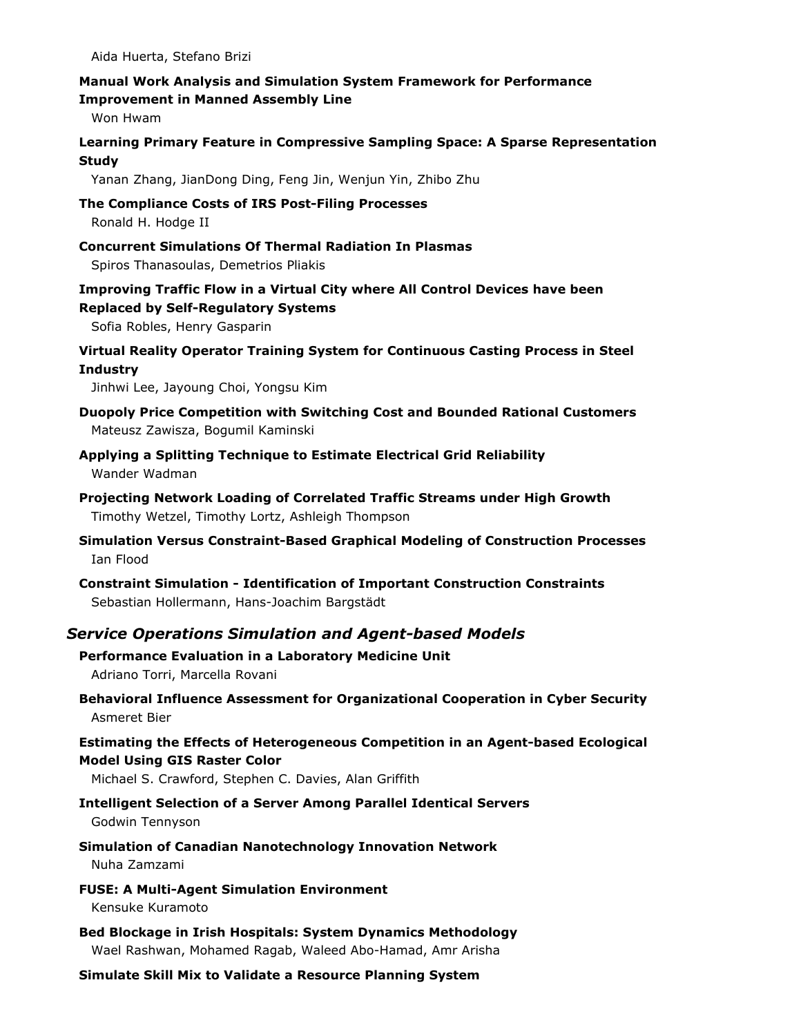Aida Huerta, Stefano Brizi

**Manual Work Analysis and Simulation System Framework for Performance Improvement in Manned Assembly Line**
Won Hwam

**Learning Primary Feature in Compressive Sampling Space: A Sparse Representation Study**
Yanan Zhang, JianDong Ding, Feng Jin, Wenjun Yin, Zhibo Zhu

**The Compliance Costs of IRS Post-Filing Processes**
Ronald H. Hodge II

**Concurrent Simulations Of Thermal Radiation In Plasmas**
Spiros Thanasoulas, Demetrios Pliakis

**Improving Traffic Flow in a Virtual City where All Control Devices have been Replaced by Self-Regulatory Systems**
Sofia Robles, Henry Gasparin

**Virtual Reality Operator Training System for Continuous Casting Process in Steel Industry**
Jinhwi Lee, Jayoung Choi, Yongsu Kim

**Duopoly Price Competition with Switching Cost and Bounded Rational Customers**
Mateusz Zawisza, Bogumil Kaminski

**Applying a Splitting Technique to Estimate Electrical Grid Reliability**
Wander Wadman

**Projecting Network Loading of Correlated Traffic Streams under High Growth**
Timothy Wetzel, Timothy Lortz, Ashleigh Thompson

**Simulation Versus Constraint-Based Graphical Modeling of Construction Processes**
Ian Flood

**Constraint Simulation - Identification of Important Construction Constraints**
Sebastian Hollermann, Hans-Joachim Bargstädt

## *Service Operations Simulation and Agent-based Models*

**Performance Evaluation in a Laboratory Medicine Unit**
Adriano Torri, Marcella Rovani

**Behavioral Influence Assessment for Organizational Cooperation in Cyber Security**
Asmeret Bier

**Estimating the Effects of Heterogeneous Competition in an Agent-based Ecological Model Using GIS Raster Color**
Michael S. Crawford, Stephen C. Davies, Alan Griffith

**Intelligent Selection of a Server Among Parallel Identical Servers**
Godwin Tennyson

**Simulation of Canadian Nanotechnology Innovation Network**
Nuha Zamzami

**FUSE: A Multi-Agent Simulation Environment**
Kensuke Kuramoto

**Bed Blockage in Irish Hospitals: System Dynamics Methodology**
Wael Rashwan, Mohamed Ragab, Waleed Abo-Hamad, Amr Arisha

**Simulate Skill Mix to Validate a Resource Planning System**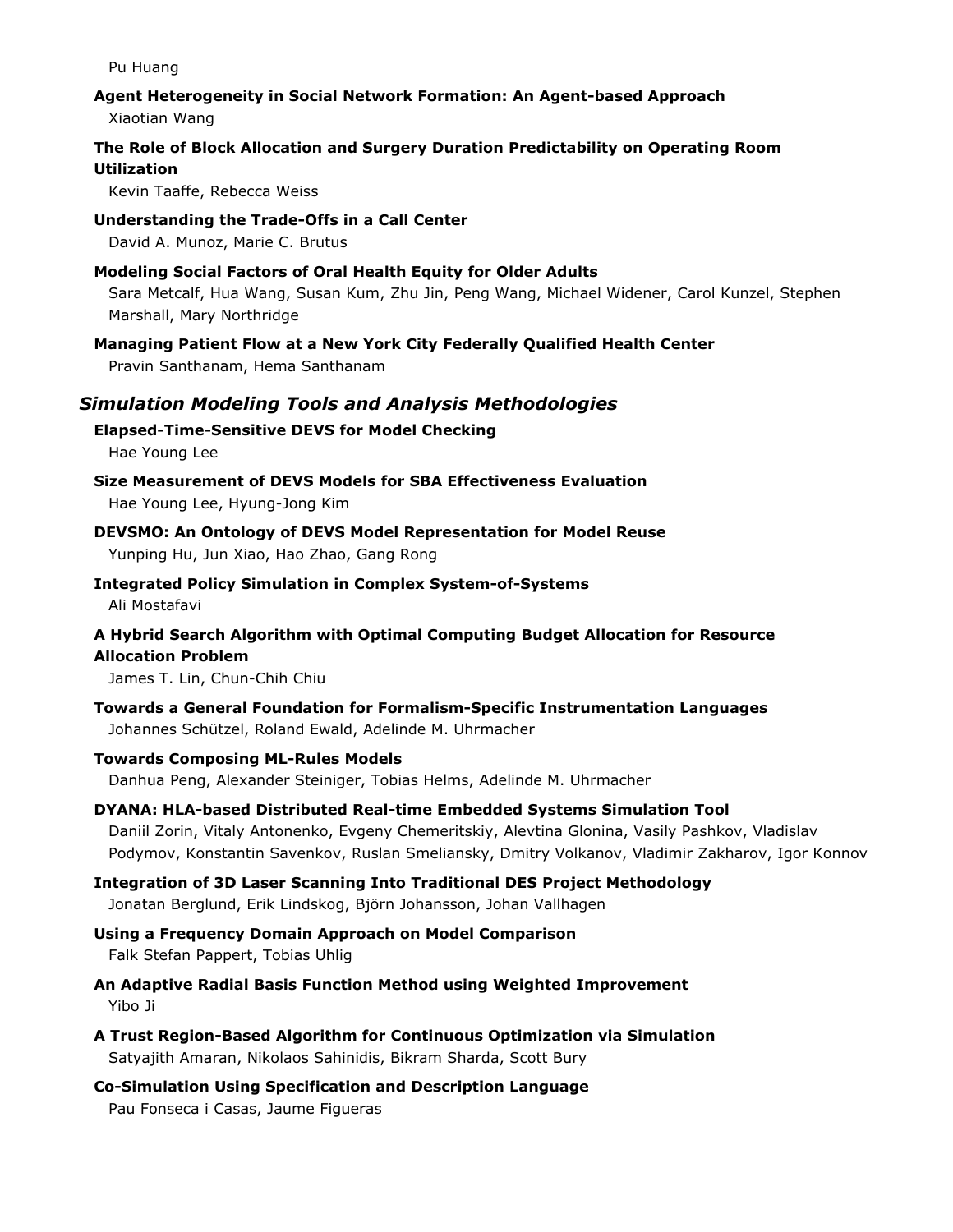Pu Huang

**Agent Heterogeneity in Social Network Formation: An Agent-based Approach**
Xiaotian Wang

**The Role of Block Allocation and Surgery Duration Predictability on Operating Room Utilization**
Kevin Taaffe, Rebecca Weiss

**Understanding the Trade-Offs in a Call Center**
David A. Munoz, Marie C. Brutus

**Modeling Social Factors of Oral Health Equity for Older Adults**
Sara Metcalf, Hua Wang, Susan Kum, Zhu Jin, Peng Wang, Michael Widener, Carol Kunzel, Stephen Marshall, Mary Northridge

**Managing Patient Flow at a New York City Federally Qualified Health Center**
Pravin Santhanam, Hema Santhanam

## *Simulation Modeling Tools and Analysis Methodologies*

**Elapsed-Time-Sensitive DEVS for Model Checking**
Hae Young Lee

**Size Measurement of DEVS Models for SBA Effectiveness Evaluation**
Hae Young Lee, Hyung-Jong Kim

**DEVSMO: An Ontology of DEVS Model Representation for Model Reuse**
Yunping Hu, Jun Xiao, Hao Zhao, Gang Rong

**Integrated Policy Simulation in Complex System-of-Systems**
Ali Mostafavi

**A Hybrid Search Algorithm with Optimal Computing Budget Allocation for Resource Allocation Problem**
James T. Lin, Chun-Chih Chiu

**Towards a General Foundation for Formalism-Specific Instrumentation Languages**
Johannes Schützel, Roland Ewald, Adelinde M. Uhrmacher

**Towards Composing ML-Rules Models**
Danhua Peng, Alexander Steiniger, Tobias Helms, Adelinde M. Uhrmacher

**DYANA: HLA-based Distributed Real-time Embedded Systems Simulation Tool**
Daniil Zorin, Vitaly Antonenko, Evgeny Chemeritskiy, Alevtina Glonina, Vasily Pashkov, Vladislav Podymov, Konstantin Savenkov, Ruslan Smeliansky, Dmitry Volkanov, Vladimir Zakharov, Igor Konnov

**Integration of 3D Laser Scanning Into Traditional DES Project Methodology**
Jonatan Berglund, Erik Lindskog, Björn Johansson, Johan Vallhagen

**Using a Frequency Domain Approach on Model Comparison**
Falk Stefan Pappert, Tobias Uhlig

**An Adaptive Radial Basis Function Method using Weighted Improvement**
Yibo Ji

**A Trust Region-Based Algorithm for Continuous Optimization via Simulation**
Satyajith Amaran, Nikolaos Sahinidis, Bikram Sharda, Scott Bury

**Co-Simulation Using Specification and Description Language**
Pau Fonseca i Casas, Jaume Figueras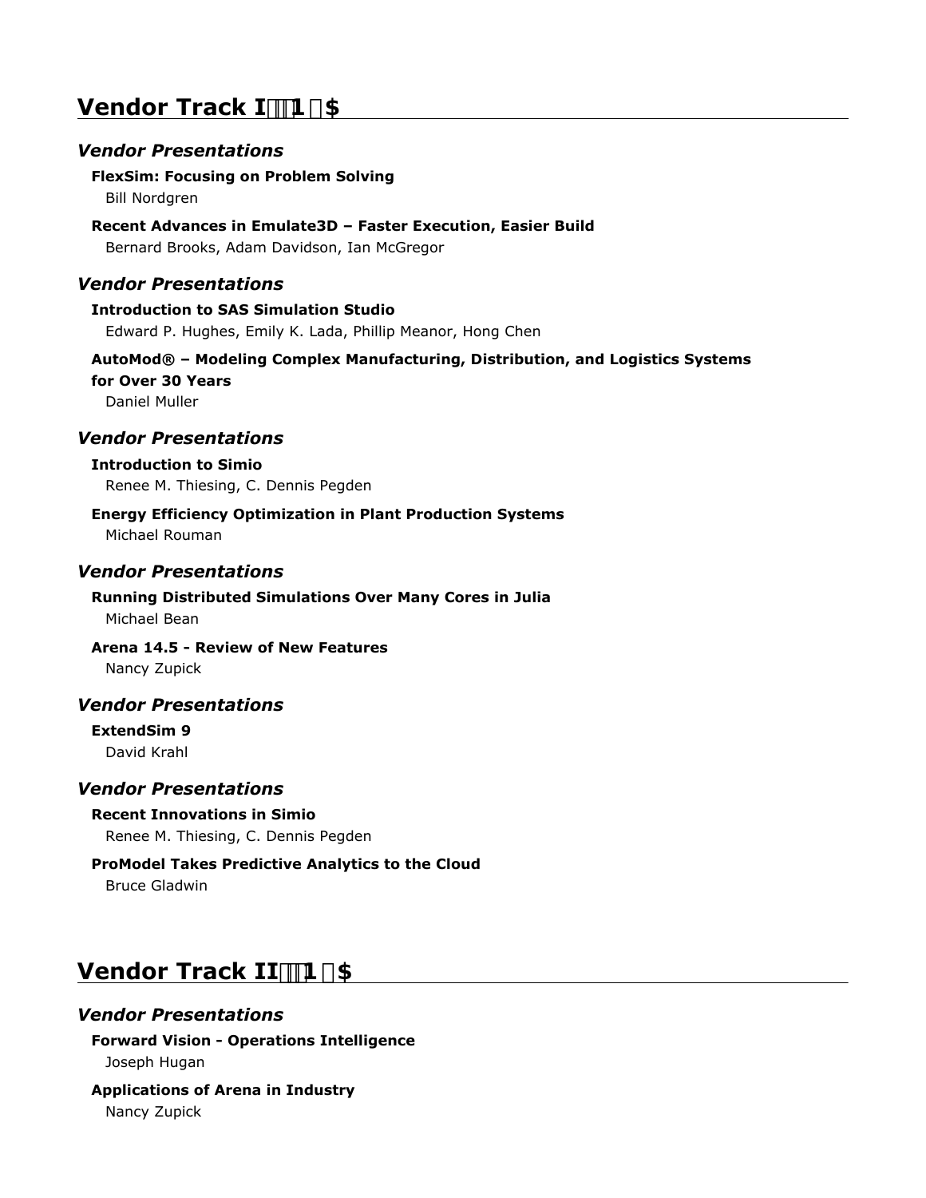## Vendor Track I 1 $

### *Vendor Presentations*

**FlexSim: Focusing on Problem Solving**
Bill Nordgren

**Recent Advances in Emulate3D – Faster Execution, Easier Build**
Bernard Brooks, Adam Davidson, Ian McGregor

### *Vendor Presentations*

**Introduction to SAS Simulation Studio**
Edward P. Hughes, Emily K. Lada, Phillip Meanor, Hong Chen

**AutoMod® – Modeling Complex Manufacturing, Distribution, and Logistics Systems for Over 30 Years**
Daniel Muller

### *Vendor Presentations*

**Introduction to Simio**
Renee M. Thiesing, C. Dennis Pegden

**Energy Efficiency Optimization in Plant Production Systems**
Michael Rouman

### *Vendor Presentations*

**Running Distributed Simulations Over Many Cores in Julia**
Michael Bean

**Arena 14.5 - Review of New Features**
Nancy Zupick

### *Vendor Presentations*

**ExtendSim 9**
David Krahl

### *Vendor Presentations*

**Recent Innovations in Simio**
Renee M. Thiesing, C. Dennis Pegden

**ProModel Takes Predictive Analytics to the Cloud**
Bruce Gladwin

## Vendor Track II 1 $

### *Vendor Presentations*

**Forward Vision - Operations Intelligence**
Joseph Hugan

**Applications of Arena in Industry**
Nancy Zupick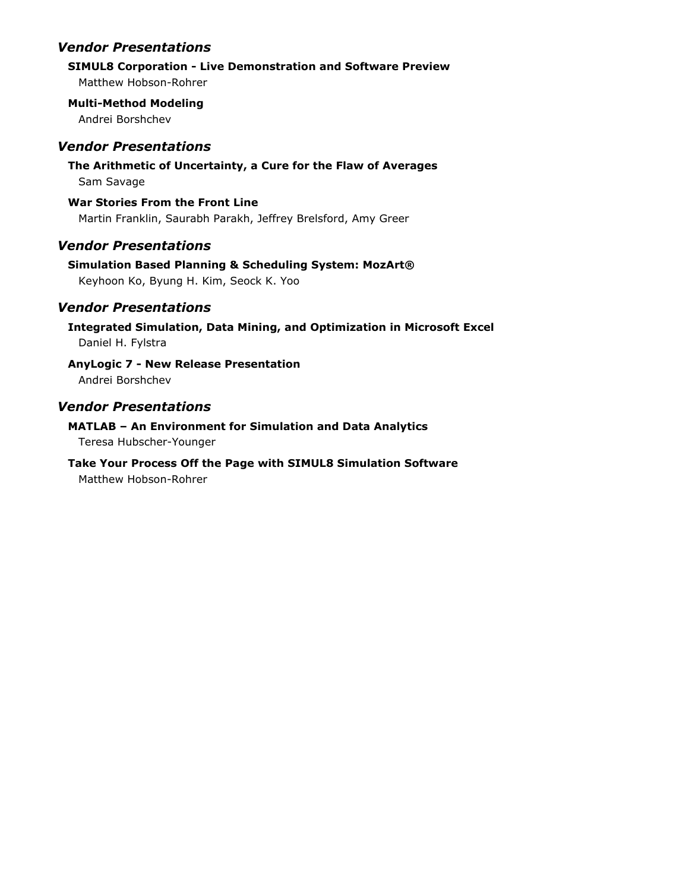### *Vendor Presentations*

**SIMUL8 Corporation - Live Demonstration and Software Preview**
Matthew Hobson-Rohrer

**Multi-Method Modeling**
Andrei Borshchev

### *Vendor Presentations*

**The Arithmetic of Uncertainty, a Cure for the Flaw of Averages**
Sam Savage

**War Stories From the Front Line**
Martin Franklin, Saurabh Parakh, Jeffrey Brelsford, Amy Greer

### *Vendor Presentations*

**Simulation Based Planning & Scheduling System: MozArt®**
Keyhoon Ko, Byung H. Kim, Seock K. Yoo

### *Vendor Presentations*

**Integrated Simulation, Data Mining, and Optimization in Microsoft Excel**
Daniel H. Fylstra

**AnyLogic 7 - New Release Presentation**
Andrei Borshchev

### *Vendor Presentations*

**MATLAB – An Environment for Simulation and Data Analytics**
Teresa Hubscher-Younger

**Take Your Process Off the Page with SIMUL8 Simulation Software**
Matthew Hobson-Rohrer